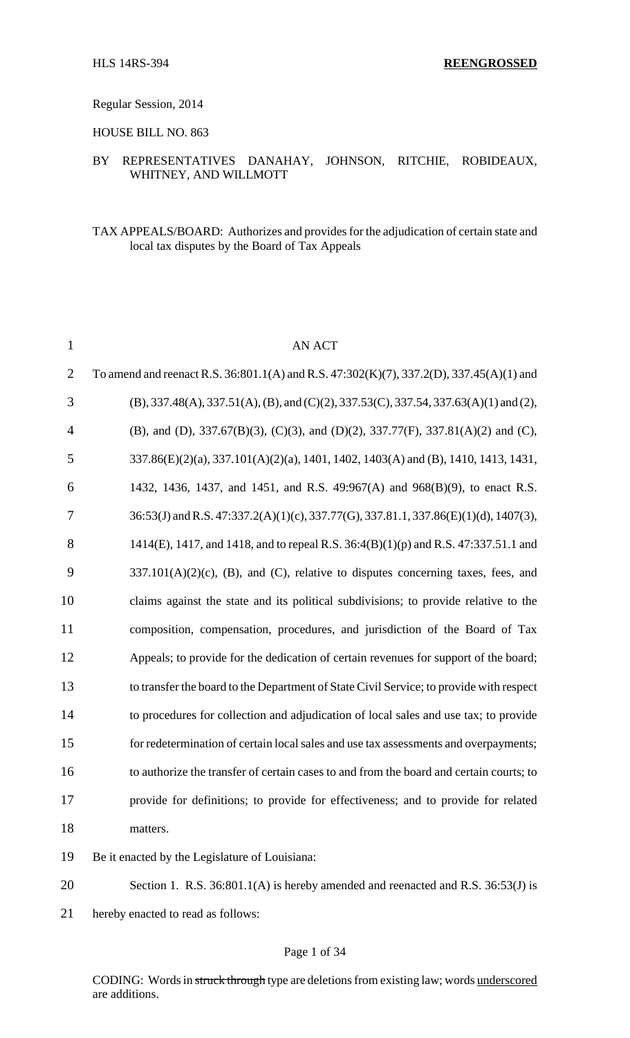HLS 14RS-394 **REENGROSSED**

Regular Session, 2014

HOUSE BILL NO. 863

BY REPRESENTATIVES DANAHAY, JOHNSON, RITCHIE, ROBIDEAUX, WHITNEY, AND WILLMOTT

TAX APPEALS/BOARD: Authorizes and provides for the adjudication of certain state and local tax disputes by the Board of Tax Appeals

AN ACT

To amend and reenact R.S. 36:801.1(A) and R.S. 47:302(K)(7), 337.2(D), 337.45(A)(1) and (B), 337.48(A), 337.51(A), (B), and (C)(2), 337.53(C), 337.54, 337.63(A)(1) and (2), (B), and (D), 337.67(B)(3), (C)(3), and (D)(2), 337.77(F), 337.81(A)(2) and (C), 337.86(E)(2)(a), 337.101(A)(2)(a), 1401, 1402, 1403(A) and (B), 1410, 1413, 1431, 1432, 1436, 1437, and 1451, and R.S. 49:967(A) and 968(B)(9), to enact R.S. 36:53(J) and R.S. 47:337.2(A)(1)(c), 337.77(G), 337.81.1, 337.86(E)(1)(d), 1407(3), 1414(E), 1417, and 1418, and to repeal R.S. 36:4(B)(1)(p) and R.S. 47:337.51.1 and 337.101(A)(2)(c), (B), and (C), relative to disputes concerning taxes, fees, and claims against the state and its political subdivisions; to provide relative to the composition, compensation, procedures, and jurisdiction of the Board of Tax Appeals; to provide for the dedication of certain revenues for support of the board; to transfer the board to the Department of State Civil Service; to provide with respect to procedures for collection and adjudication of local sales and use tax; to provide for redetermination of certain local sales and use tax assessments and overpayments; to authorize the transfer of certain cases to and from the board and certain courts; to provide for definitions; to provide for effectiveness; and to provide for related matters.

Be it enacted by the Legislature of Louisiana:

Section 1. R.S. 36:801.1(A) is hereby amended and reenacted and R.S. 36:53(J) is hereby enacted to read as follows:

CODING: Words in ~~struck through~~ type are deletions from existing law; words <u>underscored</u> are additions.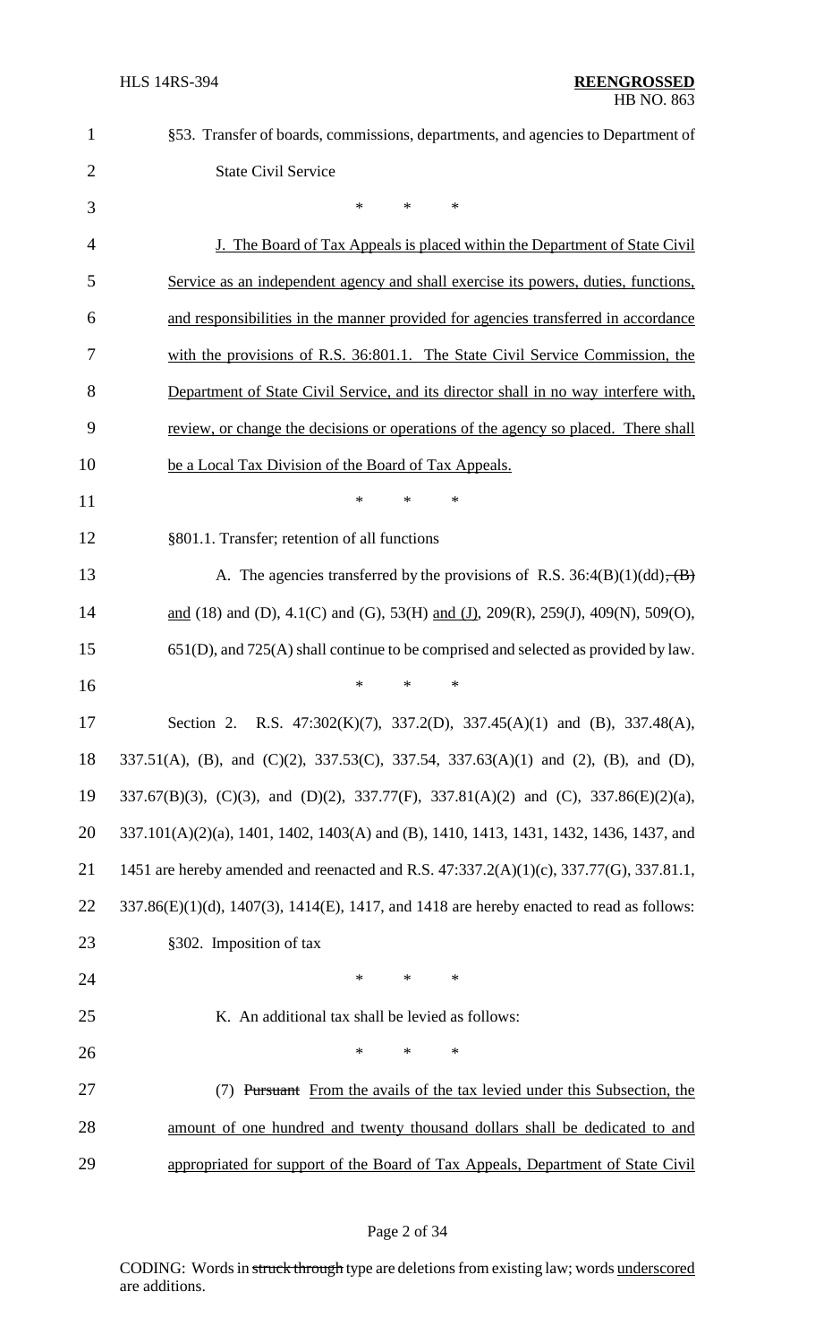§53. Transfer of boards, commissions, departments, and agencies to Department of State Civil Service

\* \* \*

J. The Board of Tax Appeals is placed within the Department of State Civil Service as an independent agency and shall exercise its powers, duties, functions, and responsibilities in the manner provided for agencies transferred in accordance with the provisions of R.S. 36:801.1. The State Civil Service Commission, the Department of State Civil Service, and its director shall in no way interfere with, review, or change the decisions or operations of the agency so placed. There shall be a Local Tax Division of the Board of Tax Appeals.

\* \* \*

§801.1. Transfer; retention of all functions

A. The agencies transferred by the provisions of R.S. 36:4(B)(1)(dd), ~~(B)~~ and (18) and (D), 4.1(C) and (G), 53(H) and (J), 209(R), 259(J), 409(N), 509(O), 651(D), and 725(A) shall continue to be comprised and selected as provided by law.

\* \* \*

Section 2. R.S. 47:302(K)(7), 337.2(D), 337.45(A)(1) and (B), 337.48(A), 337.51(A), (B), and (C)(2), 337.53(C), 337.54, 337.63(A)(1) and (2), (B), and (D), 337.67(B)(3), (C)(3), and (D)(2), 337.77(F), 337.81(A)(2) and (C), 337.86(E)(2)(a), 337.101(A)(2)(a), 1401, 1402, 1403(A) and (B), 1410, 1413, 1431, 1432, 1436, 1437, and 1451 are hereby amended and reenacted and R.S. 47:337.2(A)(1)(c), 337.77(G), 337.81.1, 337.86(E)(1)(d), 1407(3), 1414(E), 1417, and 1418 are hereby enacted to read as follows:

§302. Imposition of tax

\* \* \*

K. An additional tax shall be levied as follows:

\* \* \*

(7) ~~Pursuant~~ From the avails of the tax levied under this Subsection, the amount of one hundred and twenty thousand dollars shall be dedicated to and appropriated for support of the Board of Tax Appeals, Department of State Civil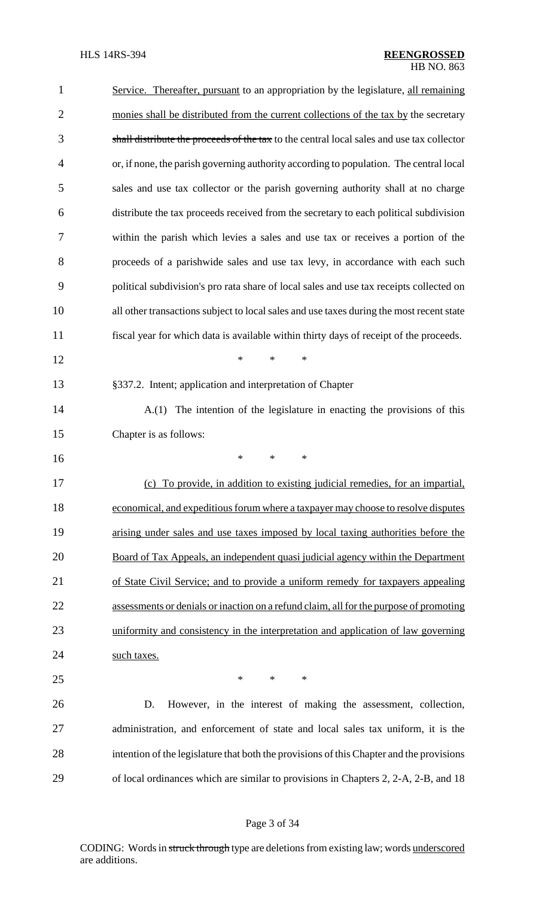Service. Thereafter, pursuant to an appropriation by the legislature, all remaining monies shall be distributed from the current collections of the tax by the secretary ~~shall distribute the proceeds of the tax~~ to the central local sales and use tax collector or, if none, the parish governing authority according to population. The central local sales and use tax collector or the parish governing authority shall at no charge distribute the tax proceeds received from the secretary to each political subdivision within the parish which levies a sales and use tax or receives a portion of the proceeds of a parishwide sales and use tax levy, in accordance with each such political subdivision's pro rata share of local sales and use tax receipts collected on all other transactions subject to local sales and use taxes during the most recent state fiscal year for which data is available within thirty days of receipt of the proceeds.

\* \* \*

§337.2. Intent; application and interpretation of Chapter

A.(1) The intention of the legislature in enacting the provisions of this Chapter is as follows:

\* \* \*

(c) To provide, in addition to existing judicial remedies, for an impartial, economical, and expeditious forum where a taxpayer may choose to resolve disputes arising under sales and use taxes imposed by local taxing authorities before the Board of Tax Appeals, an independent quasi judicial agency within the Department of State Civil Service; and to provide a uniform remedy for taxpayers appealing assessments or denials or inaction on a refund claim, all for the purpose of promoting uniformity and consistency in the interpretation and application of law governing such taxes.

\* \* \*

D. However, in the interest of making the assessment, collection, administration, and enforcement of state and local sales tax uniform, it is the intention of the legislature that both the provisions of this Chapter and the provisions of local ordinances which are similar to provisions in Chapters 2, 2-A, 2-B, and 18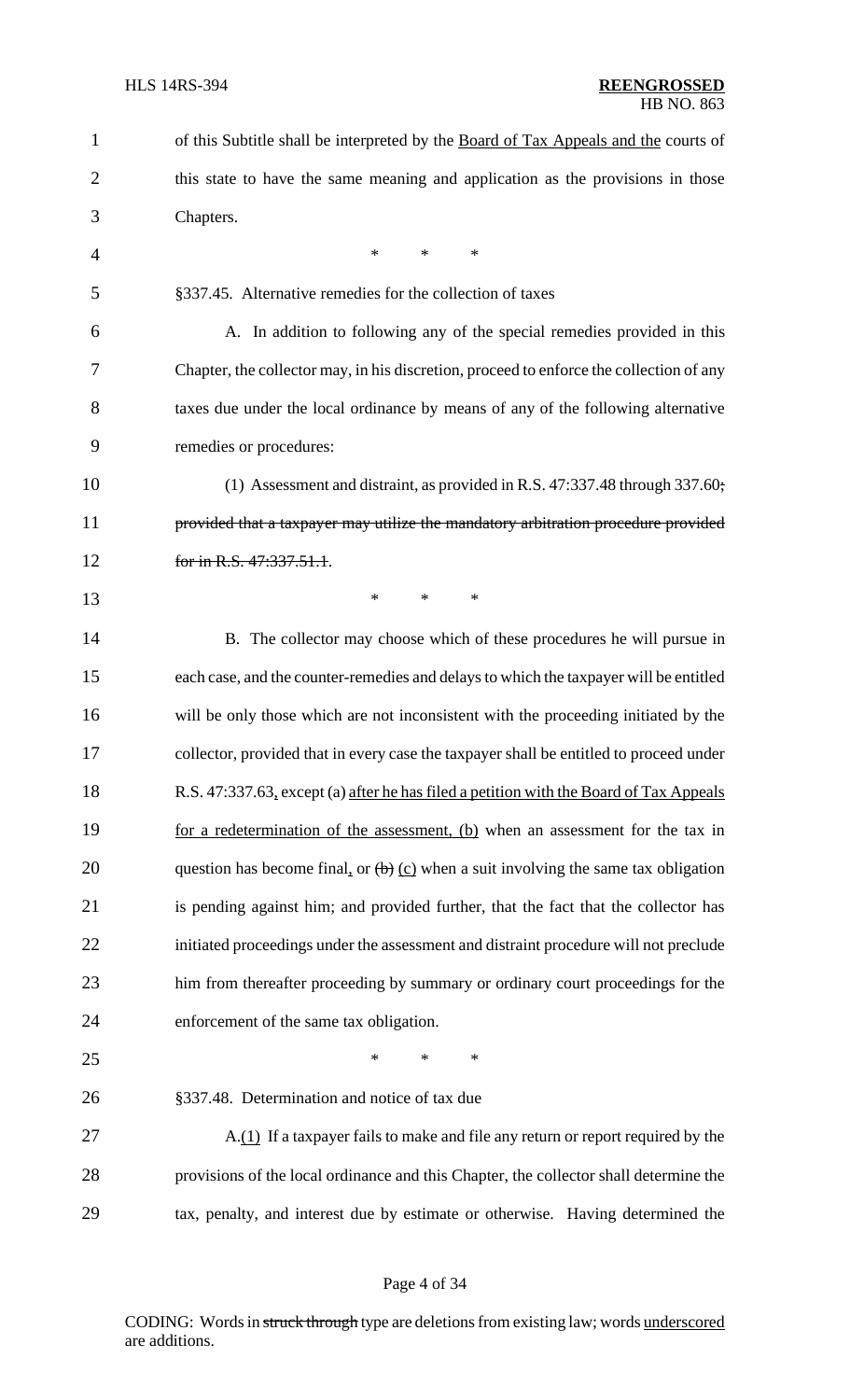of this Subtitle shall be interpreted by the <u>Board of Tax Appeals and the</u> courts of this state to have the same meaning and application as the provisions in those Chapters.

\* \* \*

§337.45. Alternative remedies for the collection of taxes

A. In addition to following any of the special remedies provided in this Chapter, the collector may, in his discretion, proceed to enforce the collection of any taxes due under the local ordinance by means of any of the following alternative remedies or procedures:

(1) Assessment and distraint, as provided in R.S. 47:337.48 through 337.60~~; provided that a taxpayer may utilize the mandatory arbitration procedure provided for in R.S. 47:337.51.1~~.

\* \* \*

B. The collector may choose which of these procedures he will pursue in each case, and the counter-remedies and delays to which the taxpayer will be entitled will be only those which are not inconsistent with the proceeding initiated by the collector, provided that in every case the taxpayer shall be entitled to proceed under R.S. 47:337.63<u>,</u> except (a) <u>after he has filed a petition with the Board of Tax Appeals for a redetermination of the assessment, (b)</u> when an assessment for the tax in question has become final<u>,</u> or ~~(b)~~ <u>(c)</u> when a suit involving the same tax obligation is pending against him; and provided further, that the fact that the collector has initiated proceedings under the assessment and distraint procedure will not preclude him from thereafter proceeding by summary or ordinary court proceedings for the enforcement of the same tax obligation.

\* \* \*

§337.48. Determination and notice of tax due

A.<u>(1)</u> If a taxpayer fails to make and file any return or report required by the provisions of the local ordinance and this Chapter, the collector shall determine the tax, penalty, and interest due by estimate or otherwise. Having determined the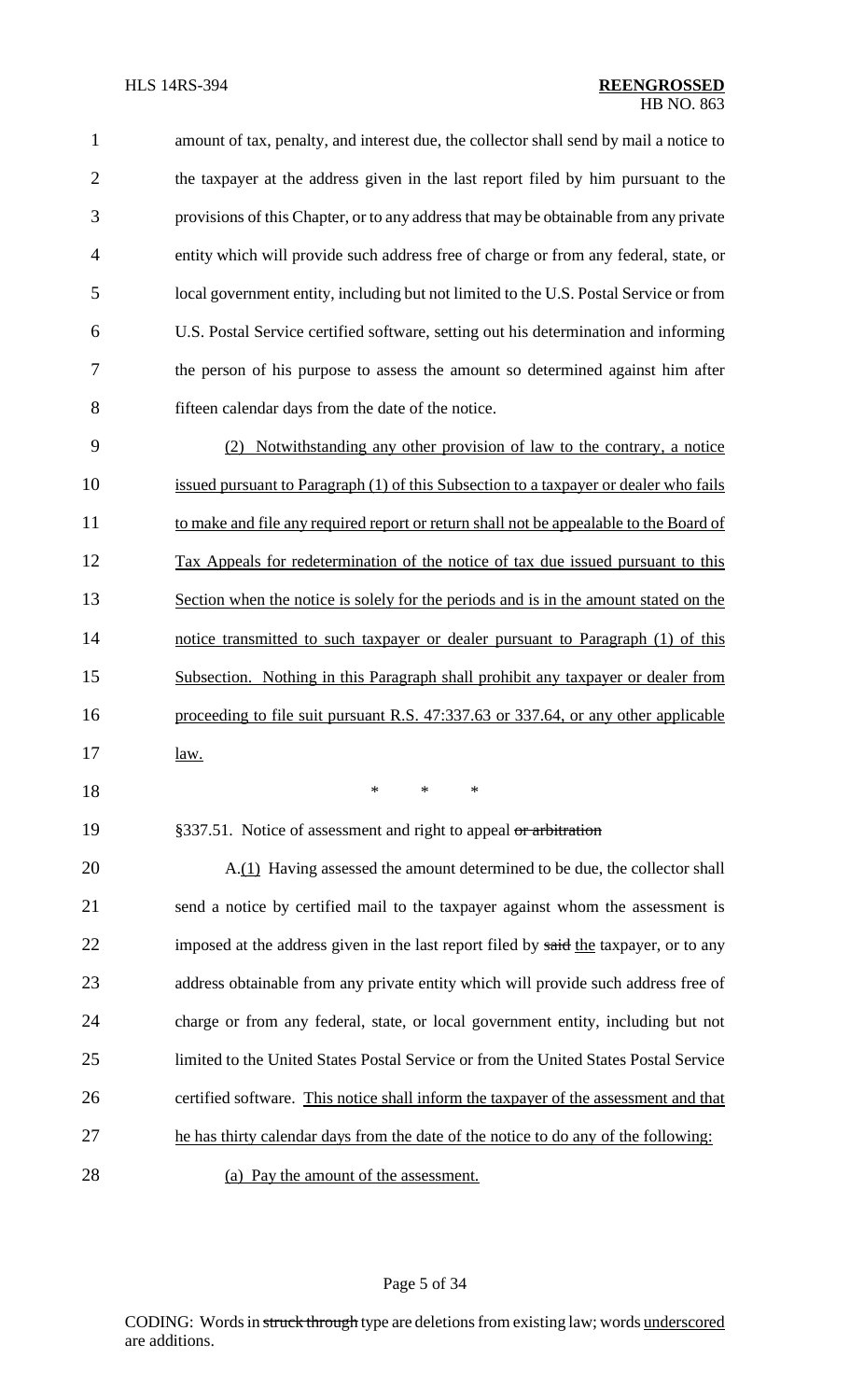amount of tax, penalty, and interest due, the collector shall send by mail a notice to the taxpayer at the address given in the last report filed by him pursuant to the provisions of this Chapter, or to any address that may be obtainable from any private entity which will provide such address free of charge or from any federal, state, or local government entity, including but not limited to the U.S. Postal Service or from U.S. Postal Service certified software, setting out his determination and informing the person of his purpose to assess the amount so determined against him after fifteen calendar days from the date of the notice.

(2) Notwithstanding any other provision of law to the contrary, a notice issued pursuant to Paragraph (1) of this Subsection to a taxpayer or dealer who fails to make and file any required report or return shall not be appealable to the Board of Tax Appeals for redetermination of the notice of tax due issued pursuant to this Section when the notice is solely for the periods and is in the amount stated on the notice transmitted to such taxpayer or dealer pursuant to Paragraph (1) of this Subsection. Nothing in this Paragraph shall prohibit any taxpayer or dealer from proceeding to file suit pursuant R.S. 47:337.63 or 337.64, or any other applicable law.

\* \* \*

§337.51. Notice of assessment and right to appeal ~~or arbitration~~

A.(1) Having assessed the amount determined to be due, the collector shall send a notice by certified mail to the taxpayer against whom the assessment is imposed at the address given in the last report filed by ~~said~~ the taxpayer, or to any address obtainable from any private entity which will provide such address free of charge or from any federal, state, or local government entity, including but not limited to the United States Postal Service or from the United States Postal Service certified software. This notice shall inform the taxpayer of the assessment and that he has thirty calendar days from the date of the notice to do any of the following:

(a) Pay the amount of the assessment.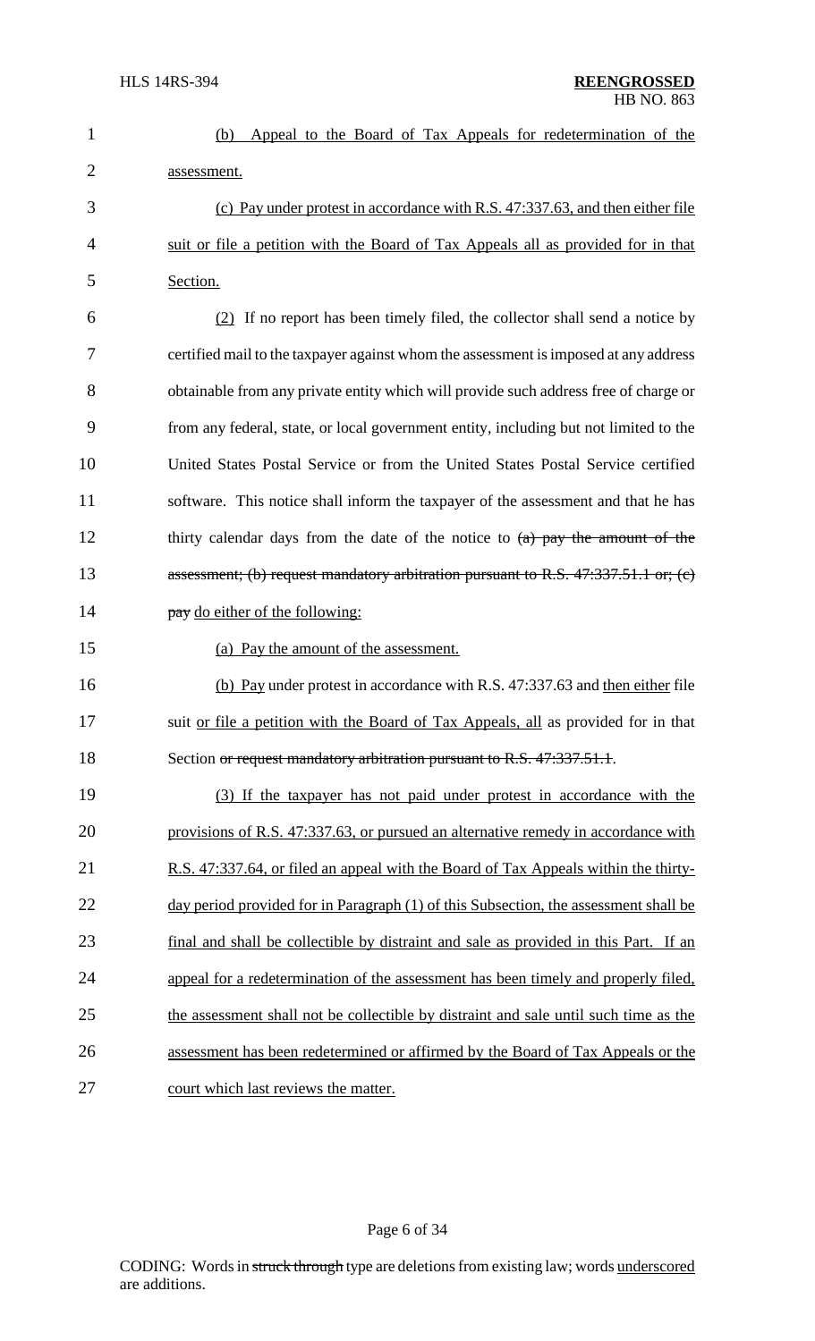(b) Appeal to the Board of Tax Appeals for redetermination of the assessment.

(c) Pay under protest in accordance with R.S. 47:337.63, and then either file suit or file a petition with the Board of Tax Appeals all as provided for in that Section.

(2) If no report has been timely filed, the collector shall send a notice by certified mail to the taxpayer against whom the assessment is imposed at any address obtainable from any private entity which will provide such address free of charge or from any federal, state, or local government entity, including but not limited to the United States Postal Service or from the United States Postal Service certified software. This notice shall inform the taxpayer of the assessment and that he has thirty calendar days from the date of the notice to ~~(a) pay the amount of the assessment; (b) request mandatory arbitration pursuant to R.S. 47:337.51.1 or; (c) pay~~ do either of the following:

(a) Pay the amount of the assessment.

(b) Pay under protest in accordance with R.S. 47:337.63 and then either file suit or file a petition with the Board of Tax Appeals, all as provided for in that Section ~~or request mandatory arbitration pursuant to R.S. 47:337.51.1~~.

(3) If the taxpayer has not paid under protest in accordance with the provisions of R.S. 47:337.63, or pursued an alternative remedy in accordance with R.S. 47:337.64, or filed an appeal with the Board of Tax Appeals within the thirty-day period provided for in Paragraph (1) of this Subsection, the assessment shall be final and shall be collectible by distraint and sale as provided in this Part. If an appeal for a redetermination of the assessment has been timely and properly filed, the assessment shall not be collectible by distraint and sale until such time as the assessment has been redetermined or affirmed by the Board of Tax Appeals or the court which last reviews the matter.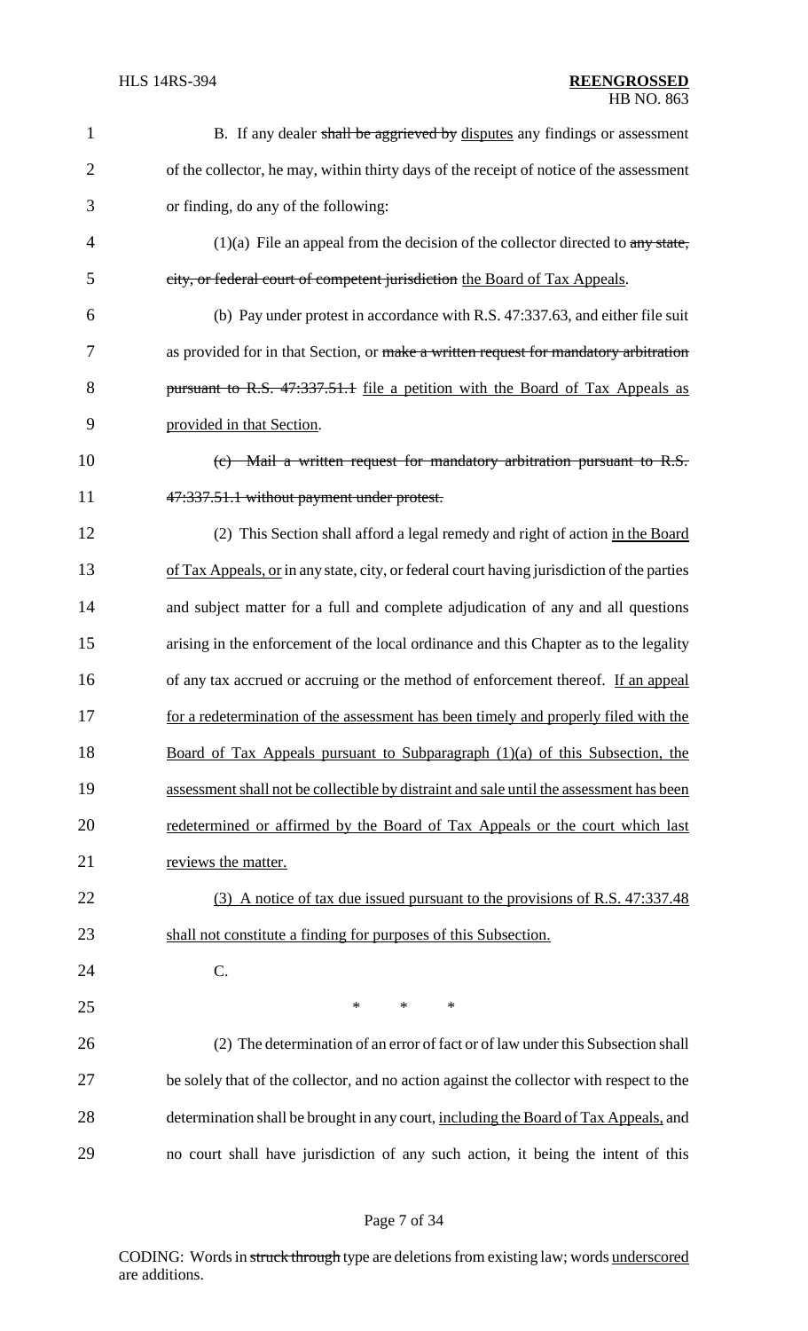B. If any dealer ~~shall be aggrieved by~~ <u>disputes</u> any findings or assessment of the collector, he may, within thirty days of the receipt of notice of the assessment or finding, do any of the following:

(1)(a) File an appeal from the decision of the collector directed to ~~any state, city, or federal court of competent jurisdiction~~ <u>the Board of Tax Appeals</u>.

(b) Pay under protest in accordance with R.S. 47:337.63, and either file suit as provided for in that Section, or ~~make a written request for mandatory arbitration pursuant to R.S. 47:337.51.1~~ <u>file a petition with the Board of Tax Appeals as provided in that Section</u>.

~~(c) Mail a written request for mandatory arbitration pursuant to R.S. 47:337.51.1 without payment under protest.~~

(2) This Section shall afford a legal remedy and right of action <u>in the Board of Tax Appeals, or</u> in any state, city, or federal court having jurisdiction of the parties and subject matter for a full and complete adjudication of any and all questions arising in the enforcement of the local ordinance and this Chapter as to the legality of any tax accrued or accruing or the method of enforcement thereof. <u>If an appeal for a redetermination of the assessment has been timely and properly filed with the Board of Tax Appeals pursuant to Subparagraph (1)(a) of this Subsection, the assessment shall not be collectible by distraint and sale until the assessment has been redetermined or affirmed by the Board of Tax Appeals or the court which last reviews the matter.</u>

<u>(3) A notice of tax due issued pursuant to the provisions of R.S. 47:337.48 shall not constitute a finding for purposes of this Subsection.</u>

C.

\* \* \*

(2) The determination of an error of fact or of law under this Subsection shall be solely that of the collector, and no action against the collector with respect to the determination shall be brought in any court, <u>including the Board of Tax Appeals,</u> and no court shall have jurisdiction of any such action, it being the intent of this

CODING: Words in ~~struck through~~ type are deletions from existing law; words <u>underscored</u> are additions.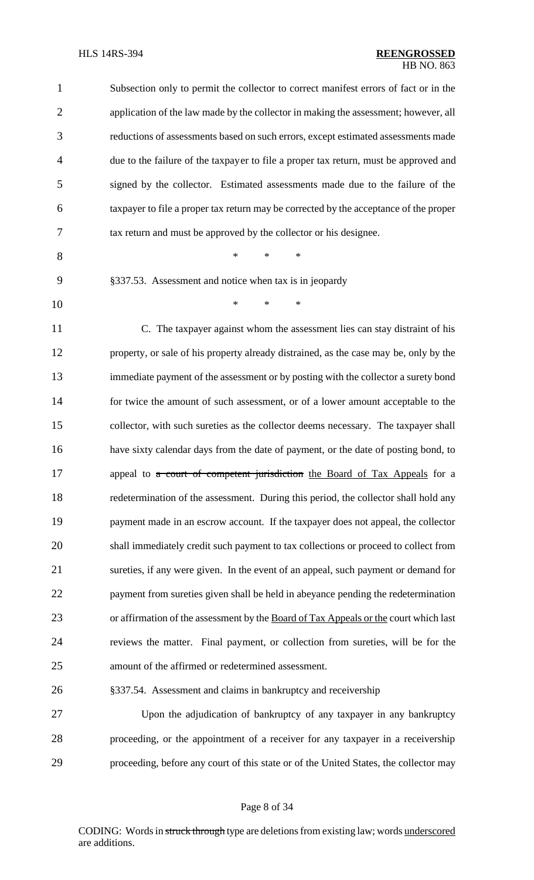Subsection only to permit the collector to correct manifest errors of fact or in the application of the law made by the collector in making the assessment; however, all reductions of assessments based on such errors, except estimated assessments made due to the failure of the taxpayer to file a proper tax return, must be approved and signed by the collector. Estimated assessments made due to the failure of the taxpayer to file a proper tax return may be corrected by the acceptance of the proper tax return and must be approved by the collector or his designee.

\* \* \*

§337.53. Assessment and notice when tax is in jeopardy

\* \* \*

C. The taxpayer against whom the assessment lies can stay distraint of his property, or sale of his property already distrained, as the case may be, only by the immediate payment of the assessment or by posting with the collector a surety bond for twice the amount of such assessment, or of a lower amount acceptable to the collector, with such sureties as the collector deems necessary. The taxpayer shall have sixty calendar days from the date of payment, or the date of posting bond, to appeal to ~~a court of competent jurisdiction~~ <u>the Board of Tax Appeals</u> for a redetermination of the assessment. During this period, the collector shall hold any payment made in an escrow account. If the taxpayer does not appeal, the collector shall immediately credit such payment to tax collections or proceed to collect from sureties, if any were given. In the event of an appeal, such payment or demand for payment from sureties given shall be held in abeyance pending the redetermination or affirmation of the assessment by the <u>Board of Tax Appeals or the</u> court which last reviews the matter. Final payment, or collection from sureties, will be for the amount of the affirmed or redetermined assessment.

§337.54. Assessment and claims in bankruptcy and receivership

Upon the adjudication of bankruptcy of any taxpayer in any bankruptcy proceeding, or the appointment of a receiver for any taxpayer in a receivership proceeding, before any court of this state or of the United States, the collector may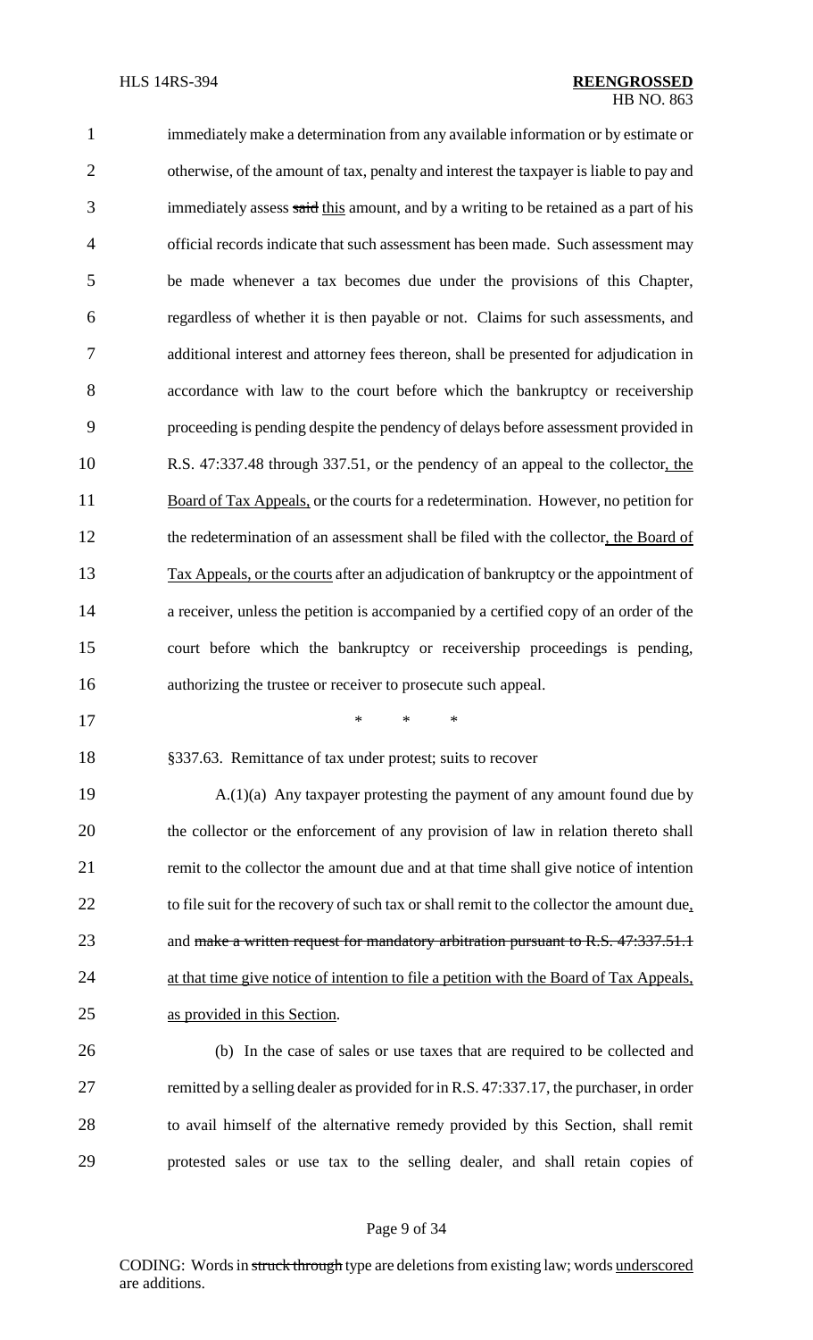immediately make a determination from any available information or by estimate or otherwise, of the amount of tax, penalty and interest the taxpayer is liable to pay and immediately assess ~~said~~ this amount, and by a writing to be retained as a part of his official records indicate that such assessment has been made. Such assessment may be made whenever a tax becomes due under the provisions of this Chapter, regardless of whether it is then payable or not. Claims for such assessments, and additional interest and attorney fees thereon, shall be presented for adjudication in accordance with law to the court before which the bankruptcy or receivership proceeding is pending despite the pendency of delays before assessment provided in R.S. 47:337.48 through 337.51, or the pendency of an appeal to the collector, the Board of Tax Appeals, or the courts for a redetermination. However, no petition for the redetermination of an assessment shall be filed with the collector, the Board of Tax Appeals, or the courts after an adjudication of bankruptcy or the appointment of a receiver, unless the petition is accompanied by a certified copy of an order of the court before which the bankruptcy or receivership proceedings is pending, authorizing the trustee or receiver to prosecute such appeal.

\* \* \*

§337.63. Remittance of tax under protest; suits to recover

A.(1)(a) Any taxpayer protesting the payment of any amount found due by the collector or the enforcement of any provision of law in relation thereto shall remit to the collector the amount due and at that time shall give notice of intention to file suit for the recovery of such tax or shall remit to the collector the amount due, and ~~make a written request for mandatory arbitration pursuant to R.S. 47:337.51.1~~ at that time give notice of intention to file a petition with the Board of Tax Appeals, as provided in this Section.

(b) In the case of sales or use taxes that are required to be collected and remitted by a selling dealer as provided for in R.S. 47:337.17, the purchaser, in order to avail himself of the alternative remedy provided by this Section, shall remit protested sales or use tax to the selling dealer, and shall retain copies of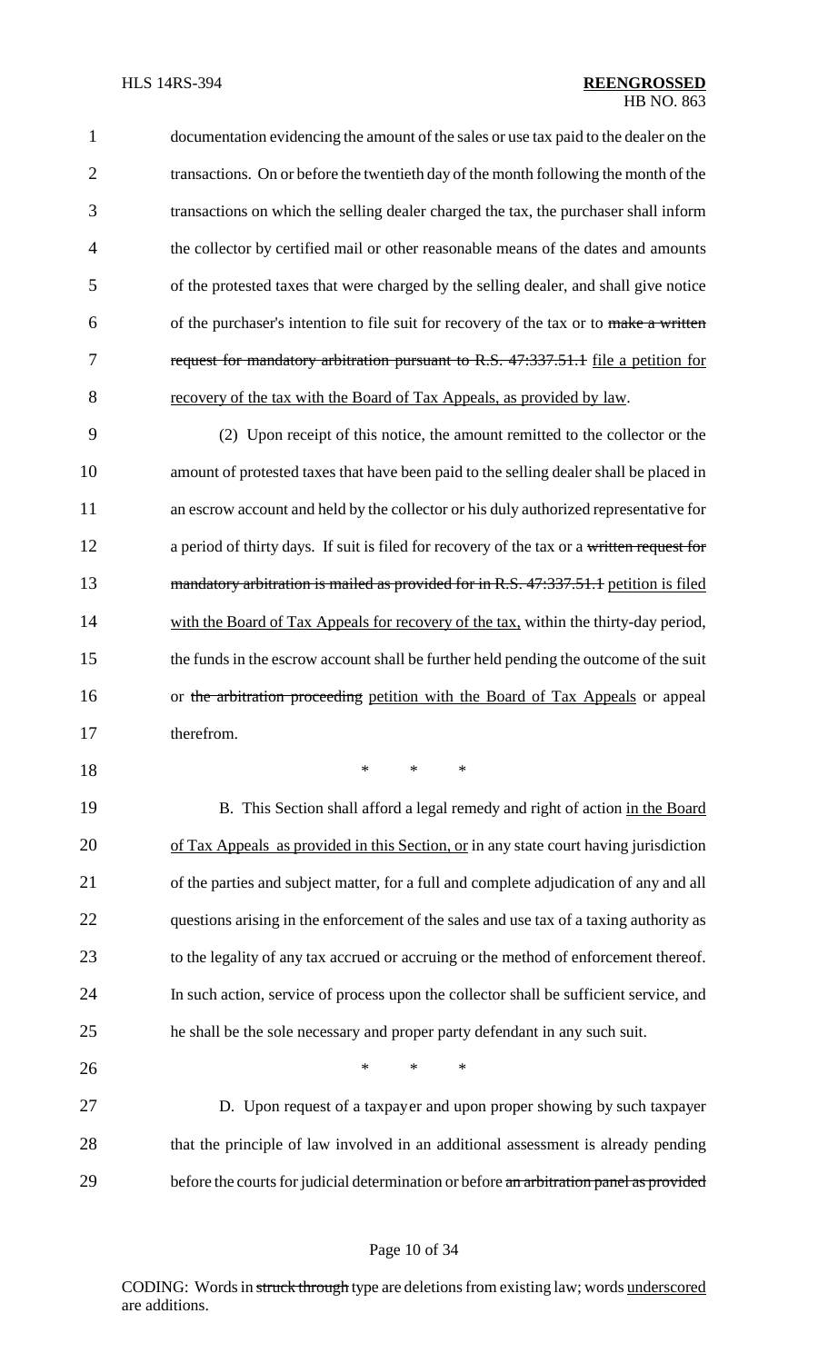documentation evidencing the amount of the sales or use tax paid to the dealer on the transactions. On or before the twentieth day of the month following the month of the transactions on which the selling dealer charged the tax, the purchaser shall inform the collector by certified mail or other reasonable means of the dates and amounts of the protested taxes that were charged by the selling dealer, and shall give notice of the purchaser's intention to file suit for recovery of the tax or to ~~make a written request for mandatory arbitration pursuant to R.S. 47:337.51.1~~ file a petition for recovery of the tax with the Board of Tax Appeals, as provided by law.

(2) Upon receipt of this notice, the amount remitted to the collector or the amount of protested taxes that have been paid to the selling dealer shall be placed in an escrow account and held by the collector or his duly authorized representative for a period of thirty days. If suit is filed for recovery of the tax or a ~~written request for mandatory arbitration is mailed as provided for in R.S. 47:337.51.1~~ petition is filed with the Board of Tax Appeals for recovery of the tax, within the thirty-day period, the funds in the escrow account shall be further held pending the outcome of the suit or ~~the arbitration proceeding~~ petition with the Board of Tax Appeals or appeal therefrom.

\* \* \*

B. This Section shall afford a legal remedy and right of action in the Board of Tax Appeals as provided in this Section, or in any state court having jurisdiction of the parties and subject matter, for a full and complete adjudication of any and all questions arising in the enforcement of the sales and use tax of a taxing authority as to the legality of any tax accrued or accruing or the method of enforcement thereof. In such action, service of process upon the collector shall be sufficient service, and he shall be the sole necessary and proper party defendant in any such suit.

\* \* \*

D. Upon request of a taxpayer and upon proper showing by such taxpayer that the principle of law involved in an additional assessment is already pending before the courts for judicial determination or before ~~an arbitration panel as provided~~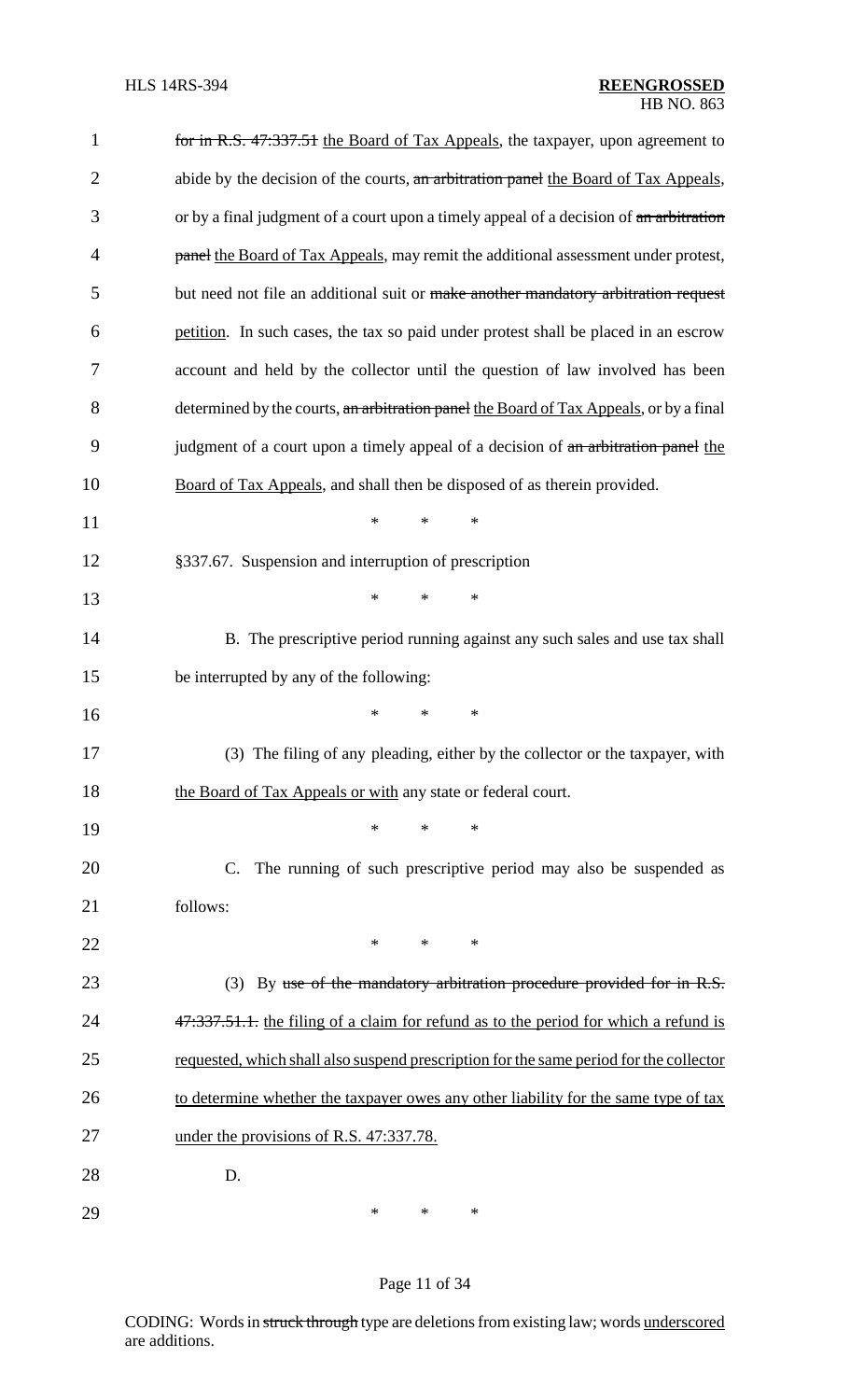for in R.S. 47:337.51 the Board of Tax Appeals, the taxpayer, upon agreement to abide by the decision of the courts, an arbitration panel the Board of Tax Appeals, or by a final judgment of a court upon a timely appeal of a decision of an arbitration panel the Board of Tax Appeals, may remit the additional assessment under protest, but need not file an additional suit or make another mandatory arbitration request petition. In such cases, the tax so paid under protest shall be placed in an escrow account and held by the collector until the question of law involved has been determined by the courts, an arbitration panel the Board of Tax Appeals, or by a final judgment of a court upon a timely appeal of a decision of an arbitration panel the Board of Tax Appeals, and shall then be disposed of as therein provided.

\* \* \*

§337.67. Suspension and interruption of prescription

\* \* \*

B. The prescriptive period running against any such sales and use tax shall be interrupted by any of the following:

\* \* \*

(3) The filing of any pleading, either by the collector or the taxpayer, with the Board of Tax Appeals or with any state or federal court.

\* \* \*

C. The running of such prescriptive period may also be suspended as follows:

\* \* \*

(3) By use of the mandatory arbitration procedure provided for in R.S. 47:337.51.1. the filing of a claim for refund as to the period for which a refund is requested, which shall also suspend prescription for the same period for the collector to determine whether the taxpayer owes any other liability for the same type of tax under the provisions of R.S. 47:337.78.

D.

\* \* \*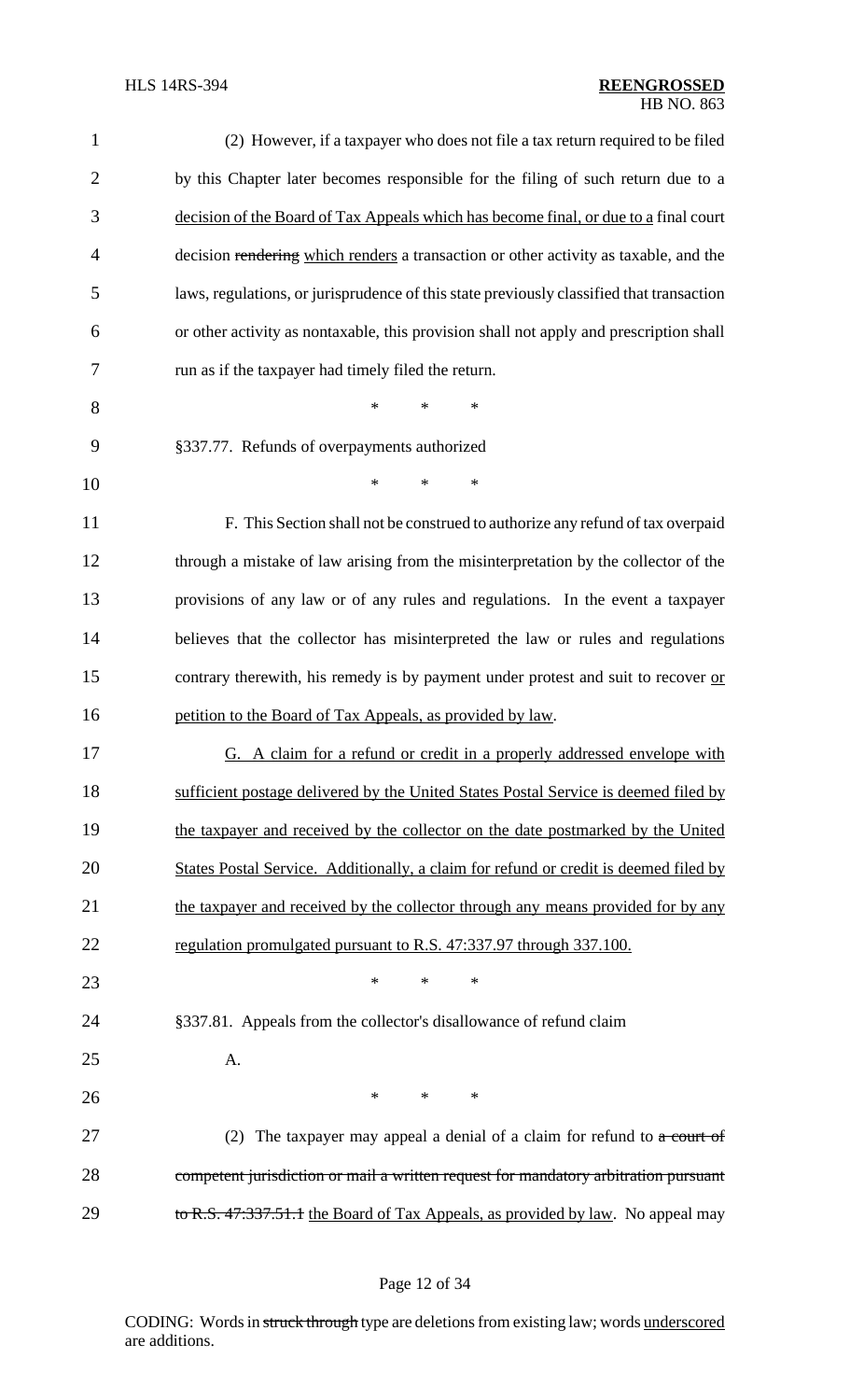(2) However, if a taxpayer who does not file a tax return required to be filed by this Chapter later becomes responsible for the filing of such return due to a decision of the Board of Tax Appeals which has become final, or due to a final court decision ~~rendering~~ which renders a transaction or other activity as taxable, and the laws, regulations, or jurisprudence of this state previously classified that transaction or other activity as nontaxable, this provision shall not apply and prescription shall run as if the taxpayer had timely filed the return.

\* \* \*

§337.77. Refunds of overpayments authorized

\* \* \*

F. This Section shall not be construed to authorize any refund of tax overpaid through a mistake of law arising from the misinterpretation by the collector of the provisions of any law or of any rules and regulations. In the event a taxpayer believes that the collector has misinterpreted the law or rules and regulations contrary therewith, his remedy is by payment under protest and suit to recover or petition to the Board of Tax Appeals, as provided by law.

G. A claim for a refund or credit in a properly addressed envelope with sufficient postage delivered by the United States Postal Service is deemed filed by the taxpayer and received by the collector on the date postmarked by the United States Postal Service. Additionally, a claim for refund or credit is deemed filed by the taxpayer and received by the collector through any means provided for by any regulation promulgated pursuant to R.S. 47:337.97 through 337.100.

\* \* \*

§337.81. Appeals from the collector's disallowance of refund claim

A.

\* \* \*

(2) The taxpayer may appeal a denial of a claim for refund to ~~a court of competent jurisdiction or mail a written request for mandatory arbitration pursuant to R.S. 47:337.51.1~~ the Board of Tax Appeals, as provided by law. No appeal may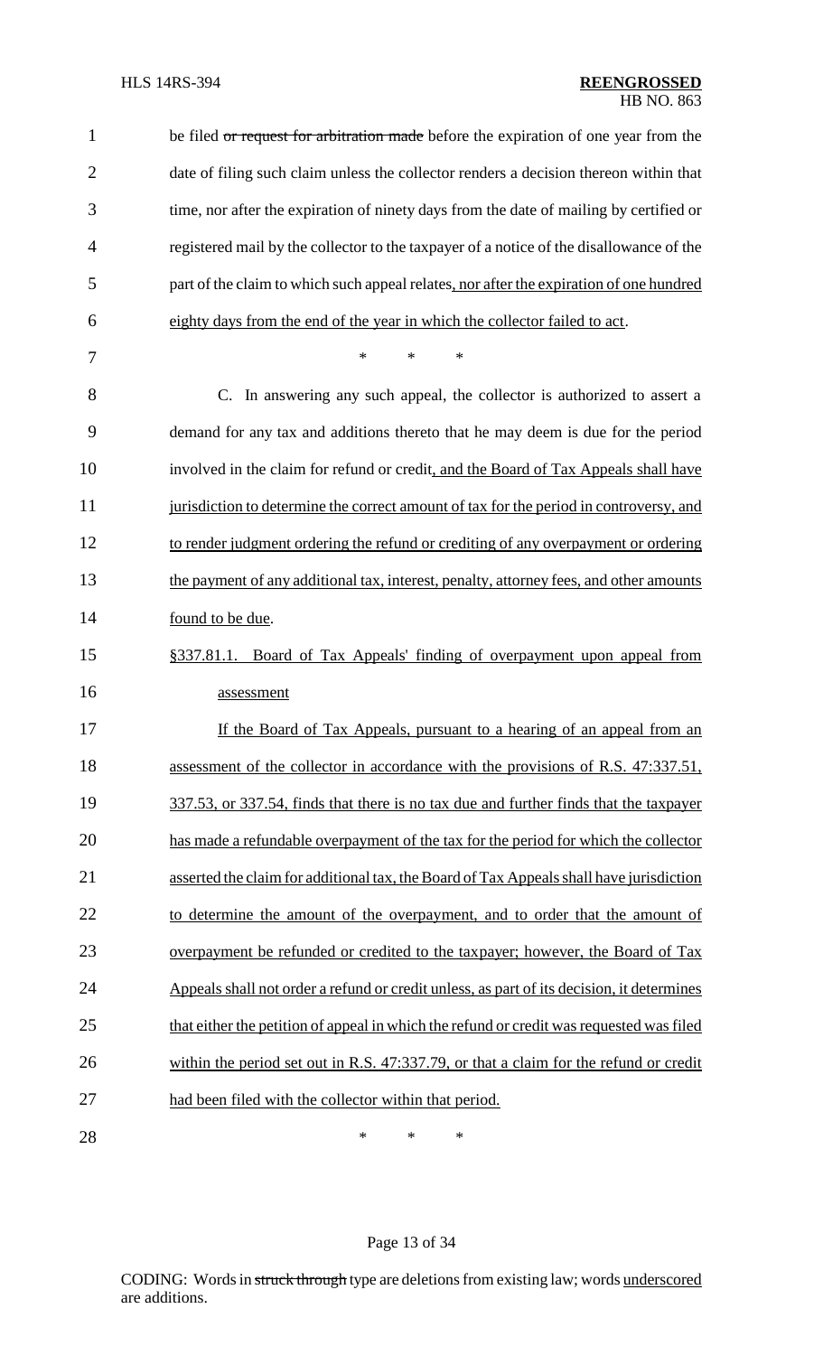be filed ~~or request for arbitration made~~ before the expiration of one year from the date of filing such claim unless the collector renders a decision thereon within that time, nor after the expiration of ninety days from the date of mailing by certified or registered mail by the collector to the taxpayer of a notice of the disallowance of the part of the claim to which such appeal relates, nor after the expiration of one hundred eighty days from the end of the year in which the collector failed to act.

\* \* \*

C. In answering any such appeal, the collector is authorized to assert a demand for any tax and additions thereto that he may deem is due for the period involved in the claim for refund or credit, and the Board of Tax Appeals shall have jurisdiction to determine the correct amount of tax for the period in controversy, and to render judgment ordering the refund or crediting of any overpayment or ordering the payment of any additional tax, interest, penalty, attorney fees, and other amounts found to be due.

§337.81.1. Board of Tax Appeals' finding of overpayment upon appeal from assessment

If the Board of Tax Appeals, pursuant to a hearing of an appeal from an assessment of the collector in accordance with the provisions of R.S. 47:337.51, 337.53, or 337.54, finds that there is no tax due and further finds that the taxpayer has made a refundable overpayment of the tax for the period for which the collector asserted the claim for additional tax, the Board of Tax Appeals shall have jurisdiction to determine the amount of the overpayment, and to order that the amount of overpayment be refunded or credited to the taxpayer; however, the Board of Tax Appeals shall not order a refund or credit unless, as part of its decision, it determines that either the petition of appeal in which the refund or credit was requested was filed within the period set out in R.S. 47:337.79, or that a claim for the refund or credit had been filed with the collector within that period.

\* \* \*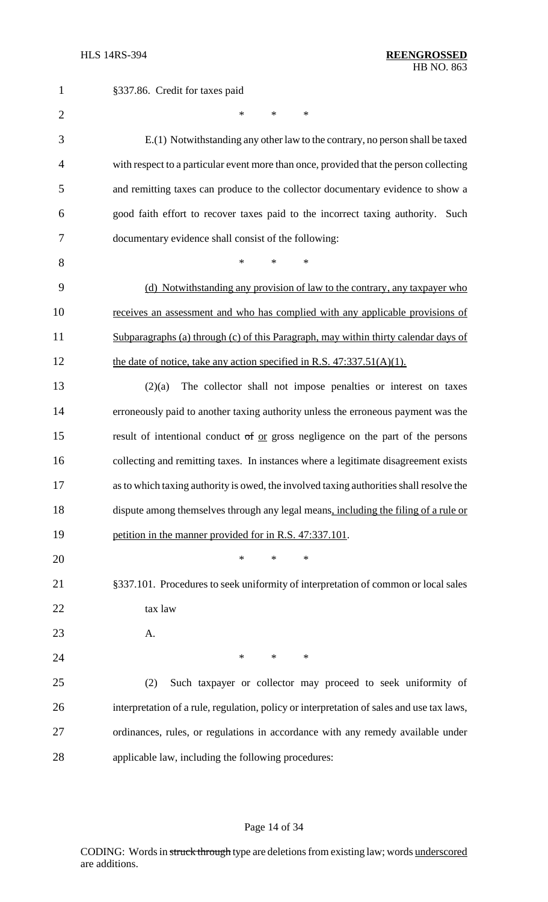§337.86. Credit for taxes paid

\* \* \*

E.(1) Notwithstanding any other law to the contrary, no person shall be taxed with respect to a particular event more than once, provided that the person collecting and remitting taxes can produce to the collector documentary evidence to show a good faith effort to recover taxes paid to the incorrect taxing authority. Such documentary evidence shall consist of the following:

\* \* \*

<u>(d) Notwithstanding any provision of law to the contrary, any taxpayer who receives an assessment and who has complied with any applicable provisions of Subparagraphs (a) through (c) of this Paragraph, may within thirty calendar days of the date of notice, take any action specified in R.S. 47:337.51(A)(1).</u>

(2)(a) The collector shall not impose penalties or interest on taxes erroneously paid to another taxing authority unless the erroneous payment was the result of intentional conduct ~~of~~ <u>or</u> gross negligence on the part of the persons collecting and remitting taxes. In instances where a legitimate disagreement exists as to which taxing authority is owed, the involved taxing authorities shall resolve the dispute among themselves through any legal means<u>, including the filing of a rule or petition in the manner provided for in R.S. 47:337.101</u>.

\* \* \*

§337.101. Procedures to seek uniformity of interpretation of common or local sales tax law

A.

\* \* \*

(2) Such taxpayer or collector may proceed to seek uniformity of interpretation of a rule, regulation, policy or interpretation of sales and use tax laws, ordinances, rules, or regulations in accordance with any remedy available under applicable law, including the following procedures: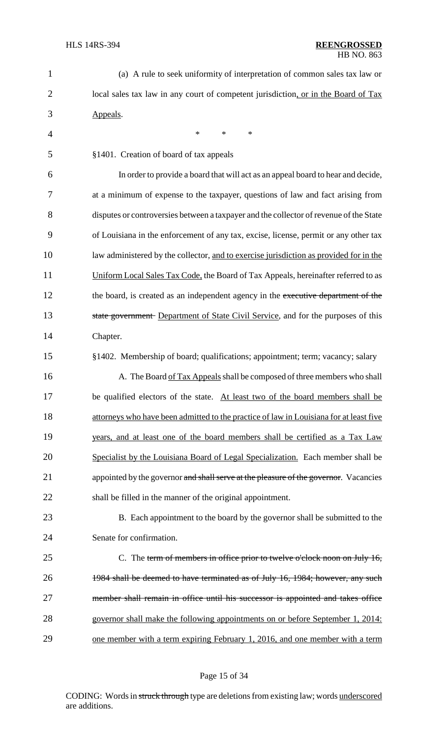(a) A rule to seek uniformity of interpretation of common sales tax law or local sales tax law in any court of competent jurisdiction, or in the Board of Tax Appeals.

\* \* \*

§1401. Creation of board of tax appeals

In order to provide a board that will act as an appeal board to hear and decide, at a minimum of expense to the taxpayer, questions of law and fact arising from disputes or controversies between a taxpayer and the collector of revenue of the State of Louisiana in the enforcement of any tax, excise, license, permit or any other tax law administered by the collector, and to exercise jurisdiction as provided for in the Uniform Local Sales Tax Code, the Board of Tax Appeals, hereinafter referred to as the board, is created as an independent agency in the ~~executive department of the state government~~ Department of State Civil Service, and for the purposes of this Chapter.

§1402. Membership of board; qualifications; appointment; term; vacancy; salary

A. The Board of Tax Appeals shall be composed of three members who shall be qualified electors of the state. At least two of the board members shall be attorneys who have been admitted to the practice of law in Louisiana for at least five years, and at least one of the board members shall be certified as a Tax Law Specialist by the Louisiana Board of Legal Specialization. Each member shall be appointed by the governor ~~and shall serve at the pleasure of the governor~~. Vacancies shall be filled in the manner of the original appointment.

B. Each appointment to the board by the governor shall be submitted to the Senate for confirmation.

C. The ~~term of members in office prior to twelve o'clock noon on July 16, 1984 shall be deemed to have terminated as of July 16, 1984; however, any such member shall remain in office until his successor is appointed and takes office~~ governor shall make the following appointments on or before September 1, 2014: one member with a term expiring February 1, 2016, and one member with a term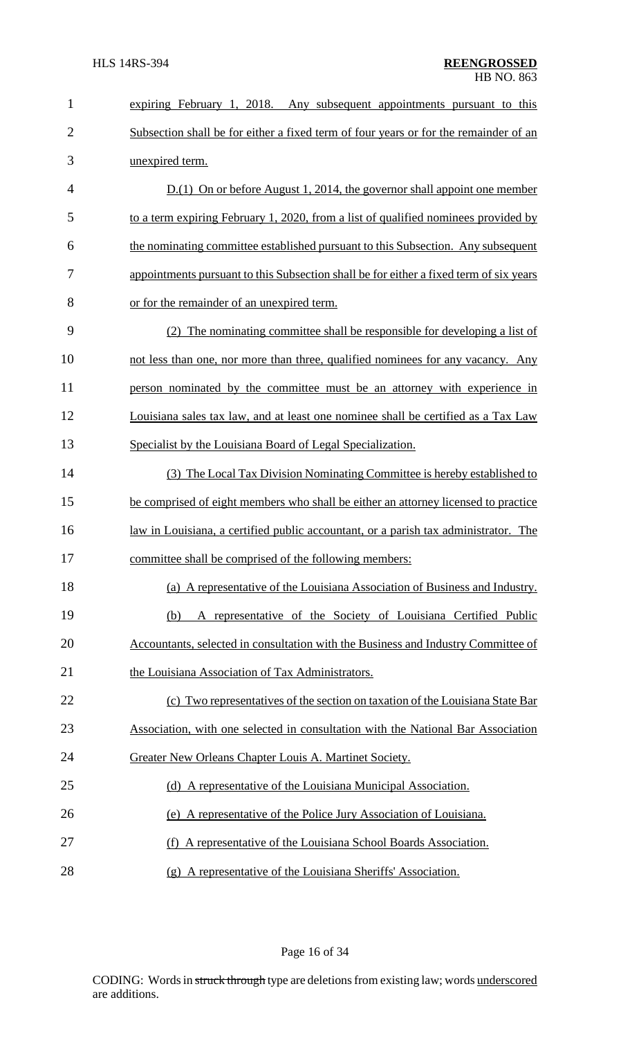expiring February 1, 2018. Any subsequent appointments pursuant to this Subsection shall be for either a fixed term of four years or for the remainder of an unexpired term.

D.(1) On or before August 1, 2014, the governor shall appoint one member to a term expiring February 1, 2020, from a list of qualified nominees provided by the nominating committee established pursuant to this Subsection. Any subsequent appointments pursuant to this Subsection shall be for either a fixed term of six years or for the remainder of an unexpired term.

(2) The nominating committee shall be responsible for developing a list of not less than one, nor more than three, qualified nominees for any vacancy. Any person nominated by the committee must be an attorney with experience in Louisiana sales tax law, and at least one nominee shall be certified as a Tax Law Specialist by the Louisiana Board of Legal Specialization.

(3) The Local Tax Division Nominating Committee is hereby established to be comprised of eight members who shall be either an attorney licensed to practice law in Louisiana, a certified public accountant, or a parish tax administrator. The committee shall be comprised of the following members:

(a) A representative of the Louisiana Association of Business and Industry.

(b) A representative of the Society of Louisiana Certified Public Accountants, selected in consultation with the Business and Industry Committee of the Louisiana Association of Tax Administrators.

(c) Two representatives of the section on taxation of the Louisiana State Bar Association, with one selected in consultation with the National Bar Association Greater New Orleans Chapter Louis A. Martinet Society.

(d) A representative of the Louisiana Municipal Association.

(e) A representative of the Police Jury Association of Louisiana.

(f) A representative of the Louisiana School Boards Association.

(g) A representative of the Louisiana Sheriffs' Association.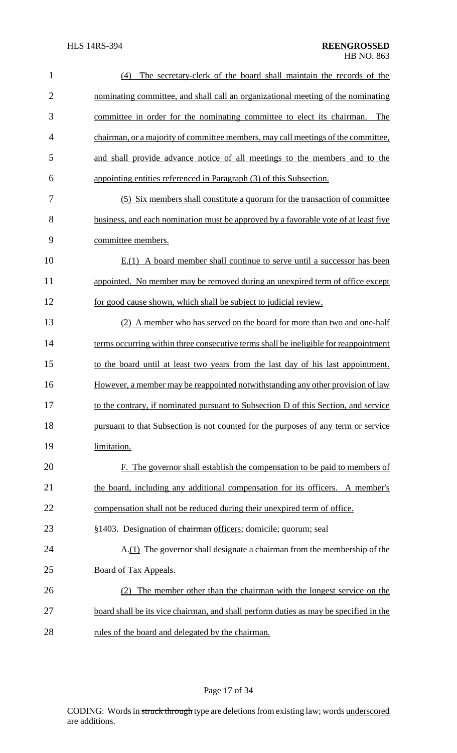(4) The secretary-clerk of the board shall maintain the records of the nominating committee, and shall call an organizational meeting of the nominating committee in order for the nominating committee to elect its chairman. The chairman, or a majority of committee members, may call meetings of the committee, and shall provide advance notice of all meetings to the members and to the appointing entities referenced in Paragraph (3) of this Subsection.

(5) Six members shall constitute a quorum for the transaction of committee business, and each nomination must be approved by a favorable vote of at least five committee members.

E.(1) A board member shall continue to serve until a successor has been appointed. No member may be removed during an unexpired term of office except for good cause shown, which shall be subject to judicial review.

(2) A member who has served on the board for more than two and one-half terms occurring within three consecutive terms shall be ineligible for reappointment to the board until at least two years from the last day of his last appointment. However, a member may be reappointed notwithstanding any other provision of law to the contrary, if nominated pursuant to Subsection D of this Section, and service pursuant to that Subsection is not counted for the purposes of any term or service limitation.

F. The governor shall establish the compensation to be paid to members of the board, including any additional compensation for its officers. A member's compensation shall not be reduced during their unexpired term of office.

§1403. Designation of ~~chairman~~ officers; domicile; quorum; seal

A.(1) The governor shall designate a chairman from the membership of the Board of Tax Appeals.

(2) The member other than the chairman with the longest service on the board shall be its vice chairman, and shall perform duties as may be specified in the rules of the board and delegated by the chairman.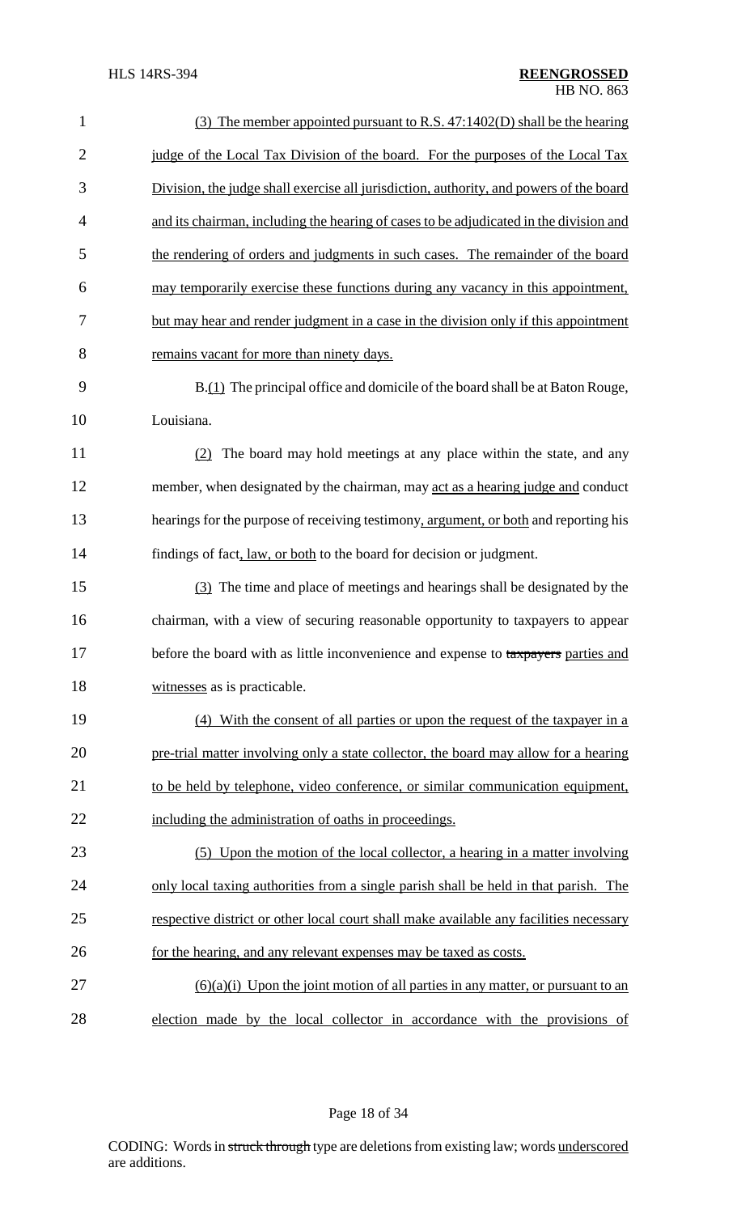(3) The member appointed pursuant to R.S. 47:1402(D) shall be the hearing judge of the Local Tax Division of the board. For the purposes of the Local Tax Division, the judge shall exercise all jurisdiction, authority, and powers of the board and its chairman, including the hearing of cases to be adjudicated in the division and the rendering of orders and judgments in such cases. The remainder of the board may temporarily exercise these functions during any vacancy in this appointment, but may hear and render judgment in a case in the division only if this appointment remains vacant for more than ninety days.

B.(1) The principal office and domicile of the board shall be at Baton Rouge, Louisiana.

(2) The board may hold meetings at any place within the state, and any member, when designated by the chairman, may act as a hearing judge and conduct hearings for the purpose of receiving testimony, argument, or both and reporting his findings of fact, law, or both to the board for decision or judgment.

(3) The time and place of meetings and hearings shall be designated by the chairman, with a view of securing reasonable opportunity to taxpayers to appear before the board with as little inconvenience and expense to ~~taxpayers~~ parties and witnesses as is practicable.

(4) With the consent of all parties or upon the request of the taxpayer in a pre-trial matter involving only a state collector, the board may allow for a hearing to be held by telephone, video conference, or similar communication equipment, including the administration of oaths in proceedings.

(5) Upon the motion of the local collector, a hearing in a matter involving only local taxing authorities from a single parish shall be held in that parish. The respective district or other local court shall make available any facilities necessary for the hearing, and any relevant expenses may be taxed as costs.

(6)(a)(i) Upon the joint motion of all parties in any matter, or pursuant to an election made by the local collector in accordance with the provisions of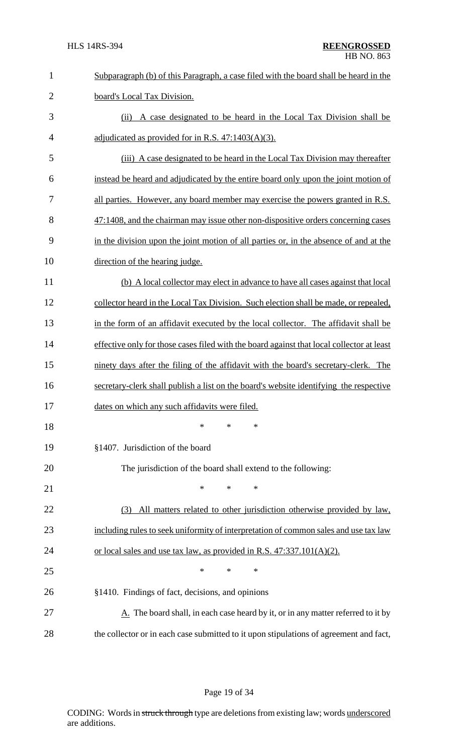Subparagraph (b) of this Paragraph, a case filed with the board shall be heard in the board's Local Tax Division.

(ii) A case designated to be heard in the Local Tax Division shall be adjudicated as provided for in R.S. 47:1403(A)(3).

(iii) A case designated to be heard in the Local Tax Division may thereafter instead be heard and adjudicated by the entire board only upon the joint motion of all parties. However, any board member may exercise the powers granted in R.S. 47:1408, and the chairman may issue other non-dispositive orders concerning cases in the division upon the joint motion of all parties or, in the absence of and at the direction of the hearing judge.

(b) A local collector may elect in advance to have all cases against that local collector heard in the Local Tax Division. Such election shall be made, or repealed, in the form of an affidavit executed by the local collector. The affidavit shall be effective only for those cases filed with the board against that local collector at least ninety days after the filing of the affidavit with the board's secretary-clerk. The secretary-clerk shall publish a list on the board's website identifying the respective dates on which any such affidavits were filed.

\* \* \*

§1407. Jurisdiction of the board

The jurisdiction of the board shall extend to the following:

\* \* \*

(3) All matters related to other jurisdiction otherwise provided by law, including rules to seek uniformity of interpretation of common sales and use tax law or local sales and use tax law, as provided in R.S. 47:337.101(A)(2).

\* \* \*

§1410. Findings of fact, decisions, and opinions

A. The board shall, in each case heard by it, or in any matter referred to it by the collector or in each case submitted to it upon stipulations of agreement and fact,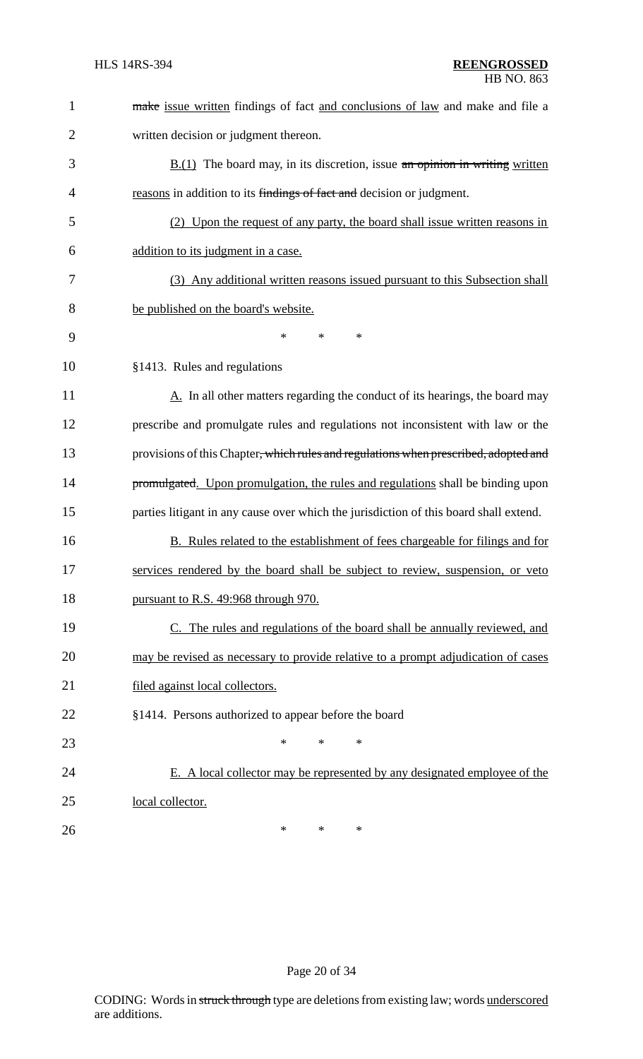make issue written findings of fact and conclusions of law and make and file a written decision or judgment thereon.

B.(1) The board may, in its discretion, issue an opinion in writing written reasons in addition to its findings of fact and decision or judgment.

(2) Upon the request of any party, the board shall issue written reasons in addition to its judgment in a case.

(3) Any additional written reasons issued pursuant to this Subsection shall be published on the board's website.

\* \* \*

§1413. Rules and regulations

A. In all other matters regarding the conduct of its hearings, the board may prescribe and promulgate rules and regulations not inconsistent with law or the provisions of this Chapter, which rules and regulations when prescribed, adopted and promulgated. Upon promulgation, the rules and regulations shall be binding upon parties litigant in any cause over which the jurisdiction of this board shall extend.

B. Rules related to the establishment of fees chargeable for filings and for services rendered by the board shall be subject to review, suspension, or veto pursuant to R.S. 49:968 through 970.

C. The rules and regulations of the board shall be annually reviewed, and may be revised as necessary to provide relative to a prompt adjudication of cases filed against local collectors.

§1414. Persons authorized to appear before the board

\* \* \*

E. A local collector may be represented by any designated employee of the local collector.

\* \* \*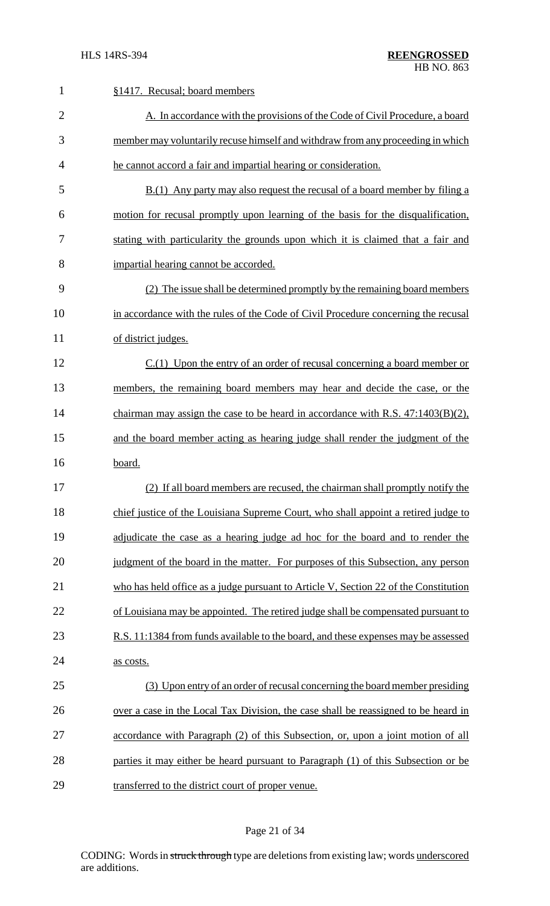§1417. Recusal; board members

A. In accordance with the provisions of the Code of Civil Procedure, a board member may voluntarily recuse himself and withdraw from any proceeding in which he cannot accord a fair and impartial hearing or consideration.

B.(1) Any party may also request the recusal of a board member by filing a motion for recusal promptly upon learning of the basis for the disqualification, stating with particularity the grounds upon which it is claimed that a fair and impartial hearing cannot be accorded.

(2) The issue shall be determined promptly by the remaining board members in accordance with the rules of the Code of Civil Procedure concerning the recusal of district judges.

C.(1) Upon the entry of an order of recusal concerning a board member or members, the remaining board members may hear and decide the case, or the chairman may assign the case to be heard in accordance with R.S. 47:1403(B)(2), and the board member acting as hearing judge shall render the judgment of the board.

(2) If all board members are recused, the chairman shall promptly notify the chief justice of the Louisiana Supreme Court, who shall appoint a retired judge to adjudicate the case as a hearing judge ad hoc for the board and to render the judgment of the board in the matter. For purposes of this Subsection, any person who has held office as a judge pursuant to Article V, Section 22 of the Constitution of Louisiana may be appointed. The retired judge shall be compensated pursuant to R.S. 11:1384 from funds available to the board, and these expenses may be assessed as costs.

(3) Upon entry of an order of recusal concerning the board member presiding over a case in the Local Tax Division, the case shall be reassigned to be heard in accordance with Paragraph (2) of this Subsection, or, upon a joint motion of all parties it may either be heard pursuant to Paragraph (1) of this Subsection or be transferred to the district court of proper venue.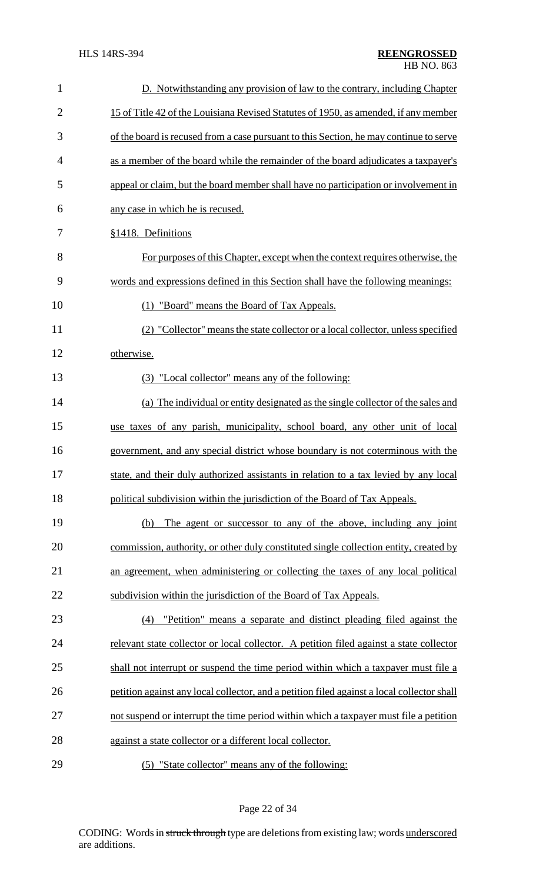D. Notwithstanding any provision of law to the contrary, including Chapter 15 of Title 42 of the Louisiana Revised Statutes of 1950, as amended, if any member of the board is recused from a case pursuant to this Section, he may continue to serve as a member of the board while the remainder of the board adjudicates a taxpayer's appeal or claim, but the board member shall have no participation or involvement in any case in which he is recused.

§1418. Definitions

For purposes of this Chapter, except when the context requires otherwise, the words and expressions defined in this Section shall have the following meanings:

(1) "Board" means the Board of Tax Appeals.

(2) "Collector" means the state collector or a local collector, unless specified otherwise.

(3) "Local collector" means any of the following:

(a) The individual or entity designated as the single collector of the sales and use taxes of any parish, municipality, school board, any other unit of local government, and any special district whose boundary is not coterminous with the state, and their duly authorized assistants in relation to a tax levied by any local political subdivision within the jurisdiction of the Board of Tax Appeals.

(b) The agent or successor to any of the above, including any joint commission, authority, or other duly constituted single collection entity, created by an agreement, when administering or collecting the taxes of any local political subdivision within the jurisdiction of the Board of Tax Appeals.

(4) "Petition" means a separate and distinct pleading filed against the relevant state collector or local collector. A petition filed against a state collector shall not interrupt or suspend the time period within which a taxpayer must file a petition against any local collector, and a petition filed against a local collector shall not suspend or interrupt the time period within which a taxpayer must file a petition against a state collector or a different local collector.

(5) "State collector" means any of the following: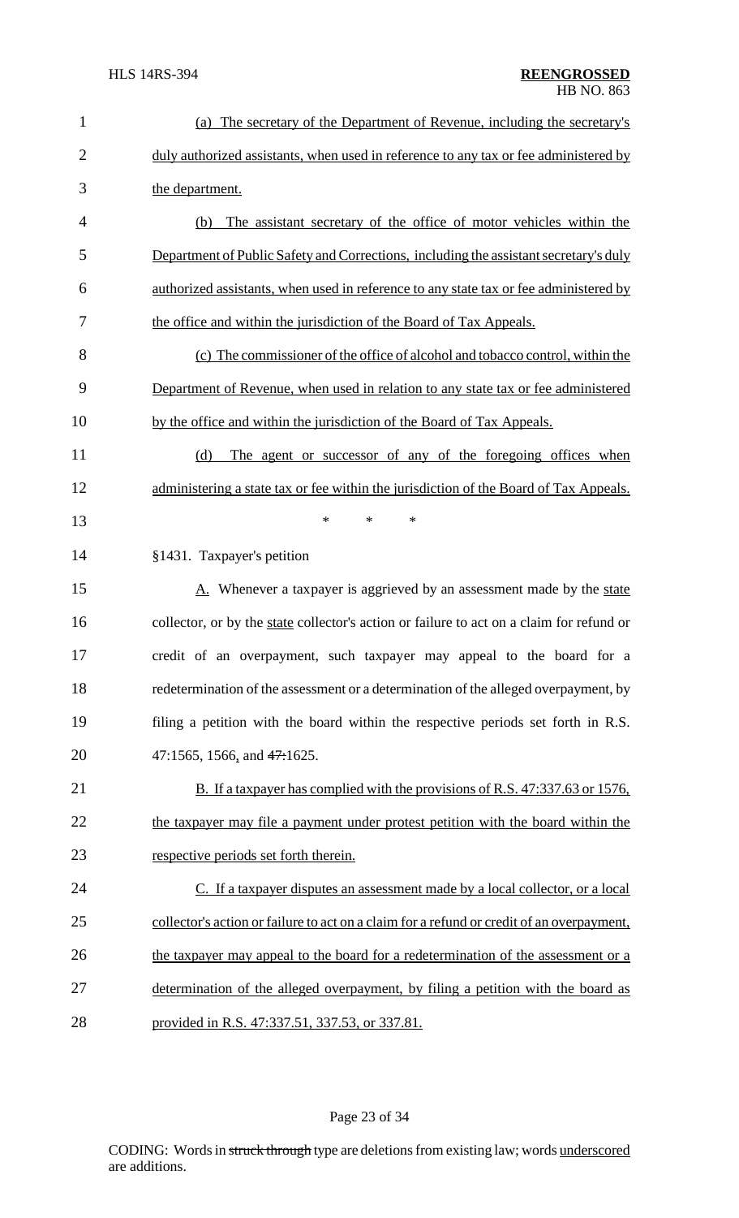(a) The secretary of the Department of Revenue, including the secretary's duly authorized assistants, when used in reference to any tax or fee administered by the department.

(b) The assistant secretary of the office of motor vehicles within the Department of Public Safety and Corrections, including the assistant secretary's duly authorized assistants, when used in reference to any state tax or fee administered by the office and within the jurisdiction of the Board of Tax Appeals.

(c) The commissioner of the office of alcohol and tobacco control, within the Department of Revenue, when used in relation to any state tax or fee administered by the office and within the jurisdiction of the Board of Tax Appeals.

(d) The agent or successor of any of the foregoing offices when administering a state tax or fee within the jurisdiction of the Board of Tax Appeals.

\* \* \*

§1431. Taxpayer's petition

A. Whenever a taxpayer is aggrieved by an assessment made by the state collector, or by the state collector's action or failure to act on a claim for refund or credit of an overpayment, such taxpayer may appeal to the board for a redetermination of the assessment or a determination of the alleged overpayment, by filing a petition with the board within the respective periods set forth in R.S. 47:1565, 1566, and 47:1625.

B. If a taxpayer has complied with the provisions of R.S. 47:337.63 or 1576, the taxpayer may file a payment under protest petition with the board within the respective periods set forth therein.

C. If a taxpayer disputes an assessment made by a local collector, or a local collector's action or failure to act on a claim for a refund or credit of an overpayment, the taxpayer may appeal to the board for a redetermination of the assessment or a determination of the alleged overpayment, by filing a petition with the board as provided in R.S. 47:337.51, 337.53, or 337.81.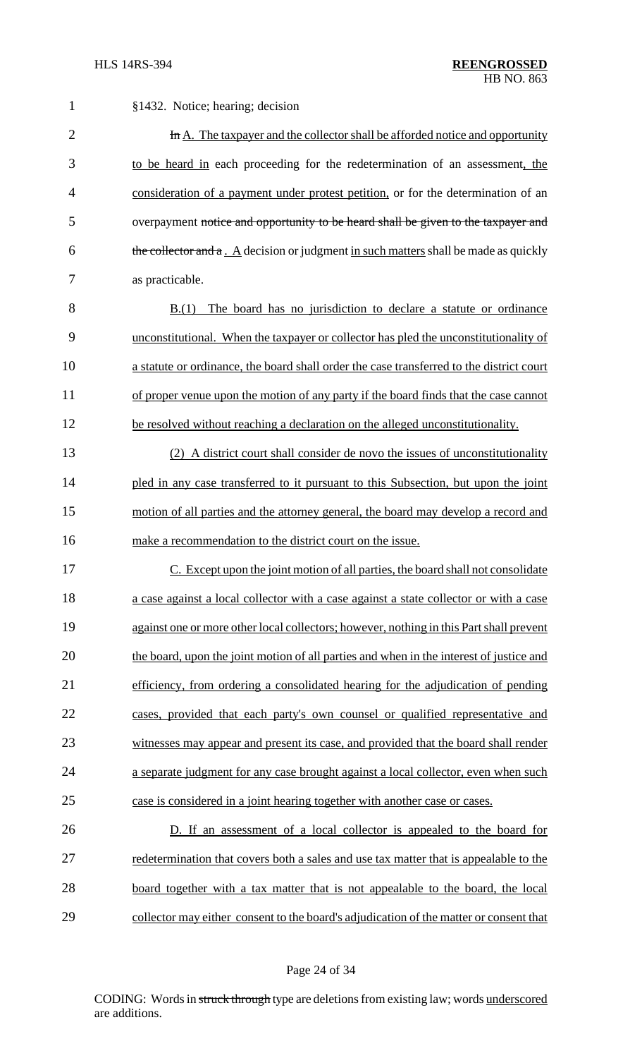§1432. Notice; hearing; decision

~~In~~ A. The taxpayer and the collector shall be afforded notice and opportunity to be heard in each proceeding for the redetermination of an assessment, the consideration of a payment under protest petition, or for the determination of an overpayment ~~notice and opportunity to be heard shall be given to the taxpayer and the collector and a~~ . A decision or judgment in such matters shall be made as quickly as practicable.

B.(1) The board has no jurisdiction to declare a statute or ordinance unconstitutional. When the taxpayer or collector has pled the unconstitutionality of a statute or ordinance, the board shall order the case transferred to the district court of proper venue upon the motion of any party if the board finds that the case cannot be resolved without reaching a declaration on the alleged unconstitutionality.

(2) A district court shall consider de novo the issues of unconstitutionality pled in any case transferred to it pursuant to this Subsection, but upon the joint motion of all parties and the attorney general, the board may develop a record and make a recommendation to the district court on the issue.

C. Except upon the joint motion of all parties, the board shall not consolidate a case against a local collector with a case against a state collector or with a case against one or more other local collectors; however, nothing in this Part shall prevent the board, upon the joint motion of all parties and when in the interest of justice and efficiency, from ordering a consolidated hearing for the adjudication of pending cases, provided that each party's own counsel or qualified representative and witnesses may appear and present its case, and provided that the board shall render a separate judgment for any case brought against a local collector, even when such case is considered in a joint hearing together with another case or cases.

D. If an assessment of a local collector is appealed to the board for redetermination that covers both a sales and use tax matter that is appealable to the board together with a tax matter that is not appealable to the board, the local collector may either consent to the board's adjudication of the matter or consent that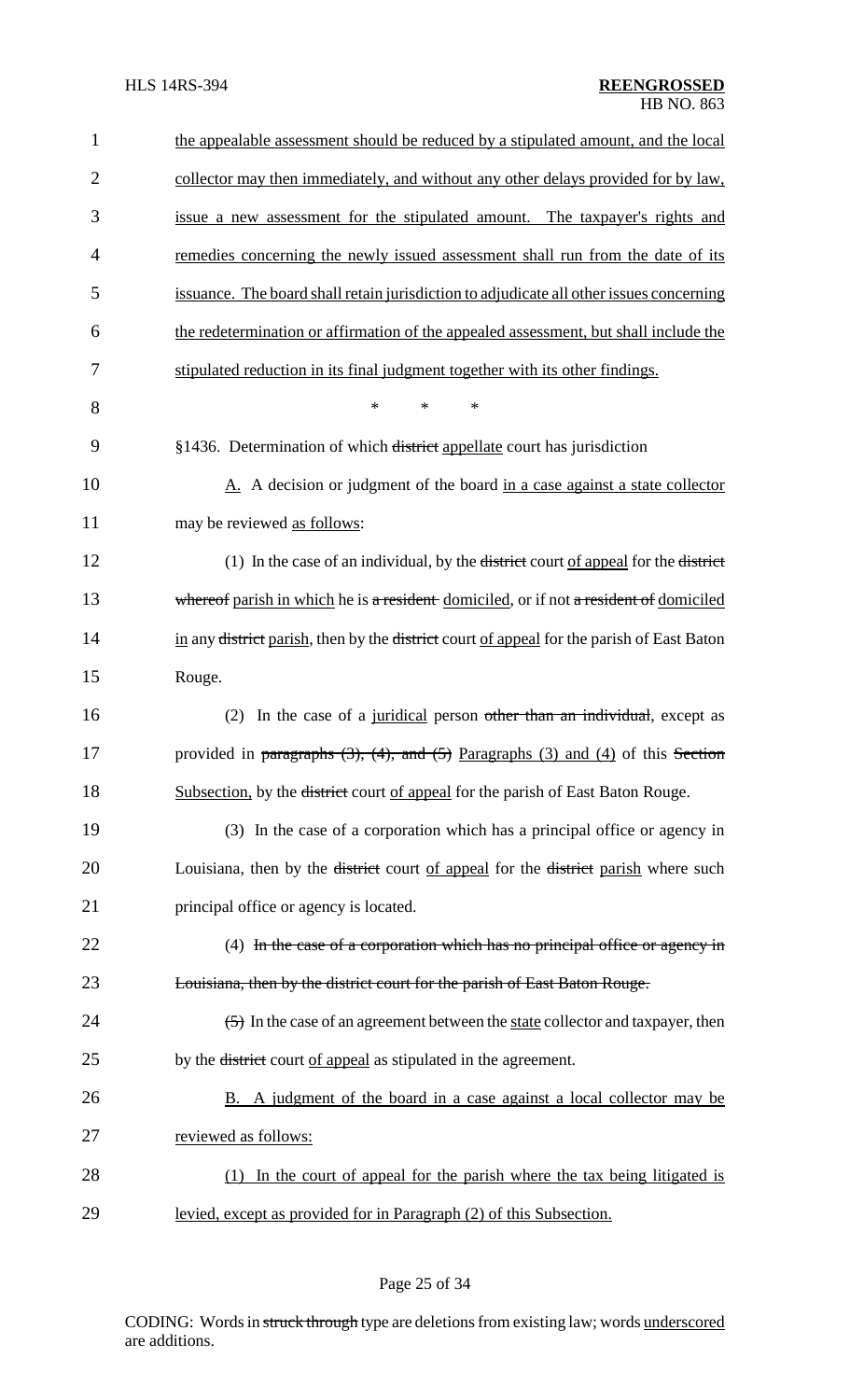the appealable assessment should be reduced by a stipulated amount, and the local collector may then immediately, and without any other delays provided for by law, issue a new assessment for the stipulated amount. The taxpayer's rights and remedies concerning the newly issued assessment shall run from the date of its issuance. The board shall retain jurisdiction to adjudicate all other issues concerning the redetermination or affirmation of the appealed assessment, but shall include the stipulated reduction in its final judgment together with its other findings.

\* \* \*

§1436. Determination of which district appellate court has jurisdiction

A. A decision or judgment of the board in a case against a state collector may be reviewed as follows:

(1) In the case of an individual, by the district court of appeal for the district whereof parish in which he is a resident domiciled, or if not a resident of domiciled in any district parish, then by the district court of appeal for the parish of East Baton Rouge.

(2) In the case of a juridical person other than an individual, except as provided in paragraphs (3), (4), and (5) Paragraphs (3) and (4) of this Section Subsection, by the district court of appeal for the parish of East Baton Rouge.

(3) In the case of a corporation which has a principal office or agency in Louisiana, then by the district court of appeal for the district parish where such principal office or agency is located.

(4) In the case of a corporation which has no principal office or agency in Louisiana, then by the district court for the parish of East Baton Rouge.

(5) In the case of an agreement between the state collector and taxpayer, then by the district court of appeal as stipulated in the agreement.

B. A judgment of the board in a case against a local collector may be reviewed as follows:

(1) In the court of appeal for the parish where the tax being litigated is levied, except as provided for in Paragraph (2) of this Subsection.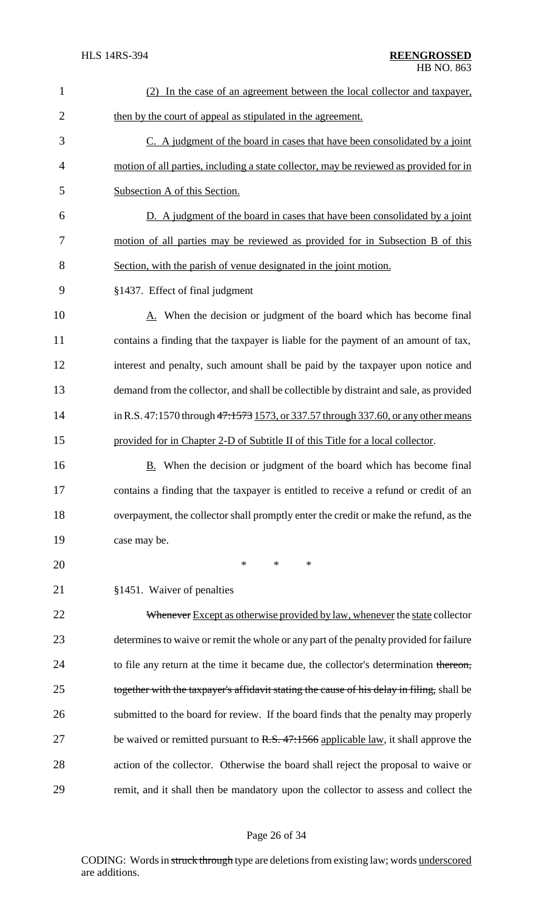(2) In the case of an agreement between the local collector and taxpayer, then by the court of appeal as stipulated in the agreement.

C. A judgment of the board in cases that have been consolidated by a joint motion of all parties, including a state collector, may be reviewed as provided for in Subsection A of this Section.

D. A judgment of the board in cases that have been consolidated by a joint motion of all parties may be reviewed as provided for in Subsection B of this Section, with the parish of venue designated in the joint motion.

§1437. Effect of final judgment

A. When the decision or judgment of the board which has become final contains a finding that the taxpayer is liable for the payment of an amount of tax, interest and penalty, such amount shall be paid by the taxpayer upon notice and demand from the collector, and shall be collectible by distraint and sale, as provided in R.S. 47:1570 through ~~47:1573~~ 1573, or 337.57 through 337.60, or any other means provided for in Chapter 2-D of Subtitle II of this Title for a local collector.

B. When the decision or judgment of the board which has become final contains a finding that the taxpayer is entitled to receive a refund or credit of an overpayment, the collector shall promptly enter the credit or make the refund, as the case may be.

\* \* \*

§1451. Waiver of penalties

~~Whenever~~ Except as otherwise provided by law, whenever the state collector determines to waive or remit the whole or any part of the penalty provided for failure to file any return at the time it became due, the collector's determination ~~thereon, together with the taxpayer's affidavit stating the cause of his delay in filing,~~ shall be submitted to the board for review. If the board finds that the penalty may properly be waived or remitted pursuant to ~~R.S. 47:1566~~ applicable law, it shall approve the action of the collector. Otherwise the board shall reject the proposal to waive or remit, and it shall then be mandatory upon the collector to assess and collect the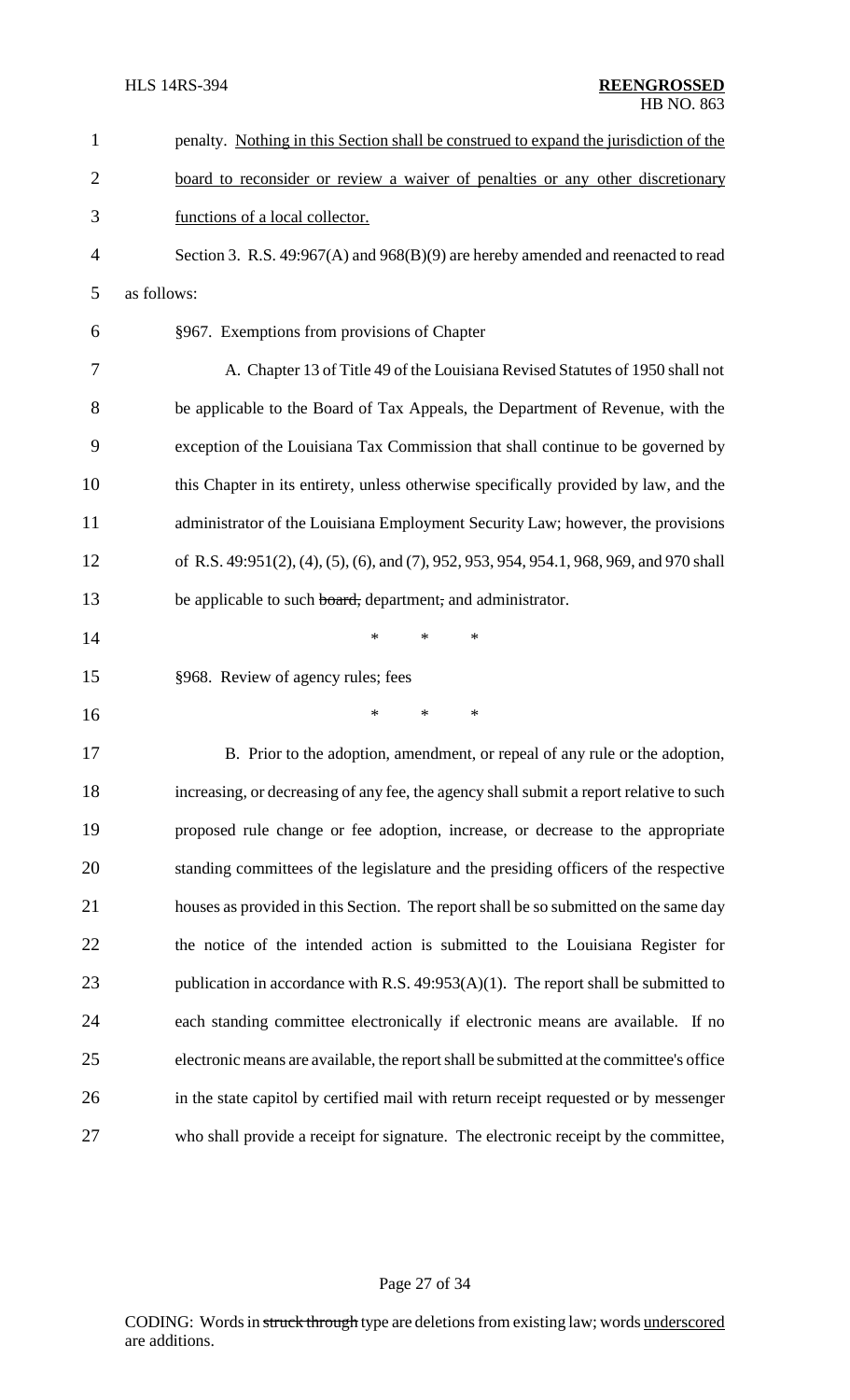penalty. <u>Nothing in this Section shall be construed to expand the jurisdiction of the board to reconsider or review a waiver of penalties or any other discretionary functions of a local collector.</u>

Section 3. R.S. 49:967(A) and 968(B)(9) are hereby amended and reenacted to read as follows:

§967. Exemptions from provisions of Chapter

A. Chapter 13 of Title 49 of the Louisiana Revised Statutes of 1950 shall not be applicable to the Board of Tax Appeals, the Department of Revenue, with the exception of the Louisiana Tax Commission that shall continue to be governed by this Chapter in its entirety, unless otherwise specifically provided by law, and the administrator of the Louisiana Employment Security Law; however, the provisions of R.S. 49:951(2), (4), (5), (6), and (7), 952, 953, 954, 954.1, 968, 969, and 970 shall be applicable to such ~~board,~~ department~~,~~ and administrator.

\* \* \*

§968. Review of agency rules; fees

\* \* \*

B. Prior to the adoption, amendment, or repeal of any rule or the adoption, increasing, or decreasing of any fee, the agency shall submit a report relative to such proposed rule change or fee adoption, increase, or decrease to the appropriate standing committees of the legislature and the presiding officers of the respective houses as provided in this Section. The report shall be so submitted on the same day the notice of the intended action is submitted to the Louisiana Register for publication in accordance with R.S. 49:953(A)(1). The report shall be submitted to each standing committee electronically if electronic means are available. If no electronic means are available, the report shall be submitted at the committee's office in the state capitol by certified mail with return receipt requested or by messenger who shall provide a receipt for signature. The electronic receipt by the committee,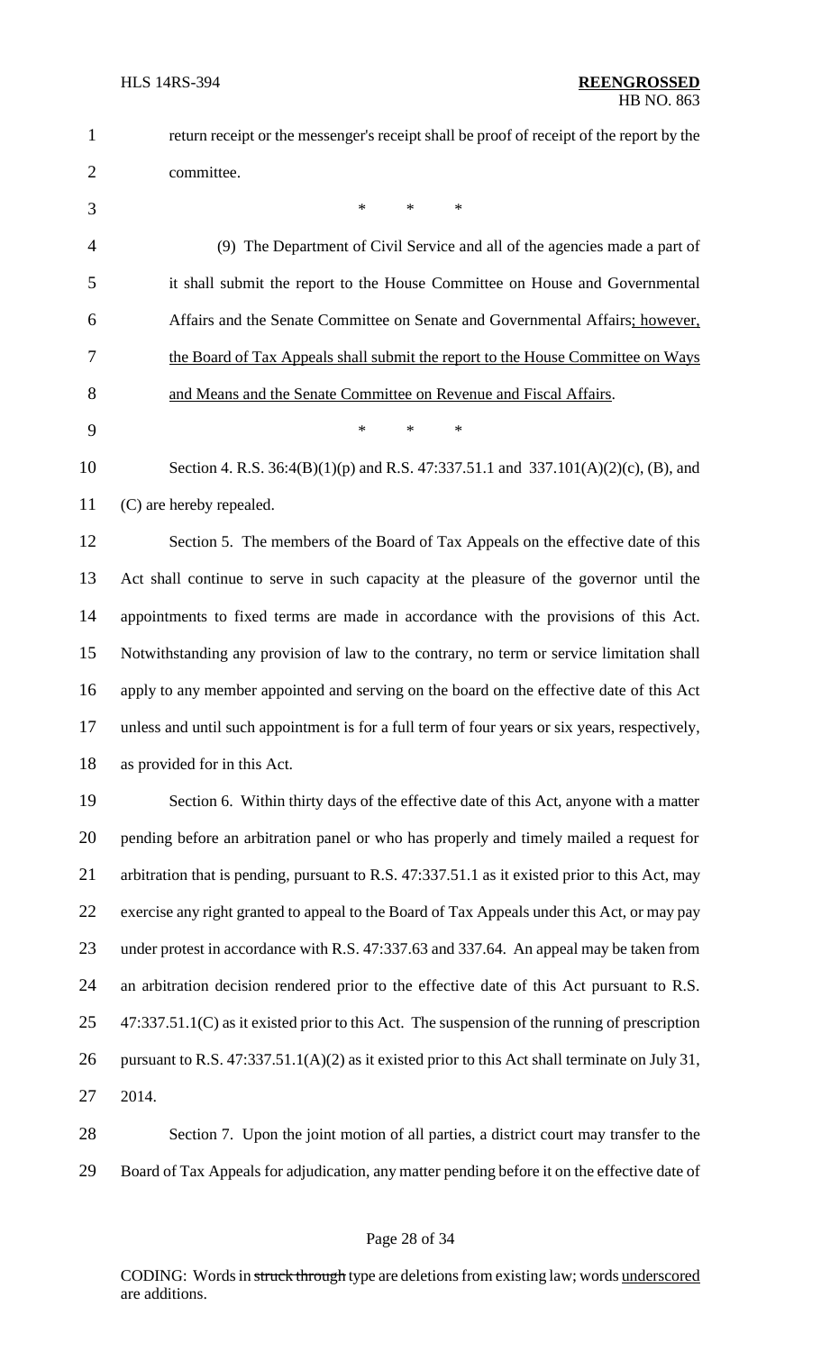return receipt or the messenger's receipt shall be proof of receipt of the report by the committee.

\* \* \*

(9) The Department of Civil Service and all of the agencies made a part of it shall submit the report to the House Committee on House and Governmental Affairs and the Senate Committee on Senate and Governmental Affairs; however, the Board of Tax Appeals shall submit the report to the House Committee on Ways and Means and the Senate Committee on Revenue and Fiscal Affairs.

\* \* \*

Section 4. R.S. 36:4(B)(1)(p) and R.S. 47:337.51.1 and 337.101(A)(2)(c), (B), and (C) are hereby repealed.

Section 5. The members of the Board of Tax Appeals on the effective date of this Act shall continue to serve in such capacity at the pleasure of the governor until the appointments to fixed terms are made in accordance with the provisions of this Act. Notwithstanding any provision of law to the contrary, no term or service limitation shall apply to any member appointed and serving on the board on the effective date of this Act unless and until such appointment is for a full term of four years or six years, respectively, as provided for in this Act.

Section 6. Within thirty days of the effective date of this Act, anyone with a matter pending before an arbitration panel or who has properly and timely mailed a request for arbitration that is pending, pursuant to R.S. 47:337.51.1 as it existed prior to this Act, may exercise any right granted to appeal to the Board of Tax Appeals under this Act, or may pay under protest in accordance with R.S. 47:337.63 and 337.64. An appeal may be taken from an arbitration decision rendered prior to the effective date of this Act pursuant to R.S. 47:337.51.1(C) as it existed prior to this Act. The suspension of the running of prescription pursuant to R.S. 47:337.51.1(A)(2) as it existed prior to this Act shall terminate on July 31, 2014.

Section 7. Upon the joint motion of all parties, a district court may transfer to the Board of Tax Appeals for adjudication, any matter pending before it on the effective date of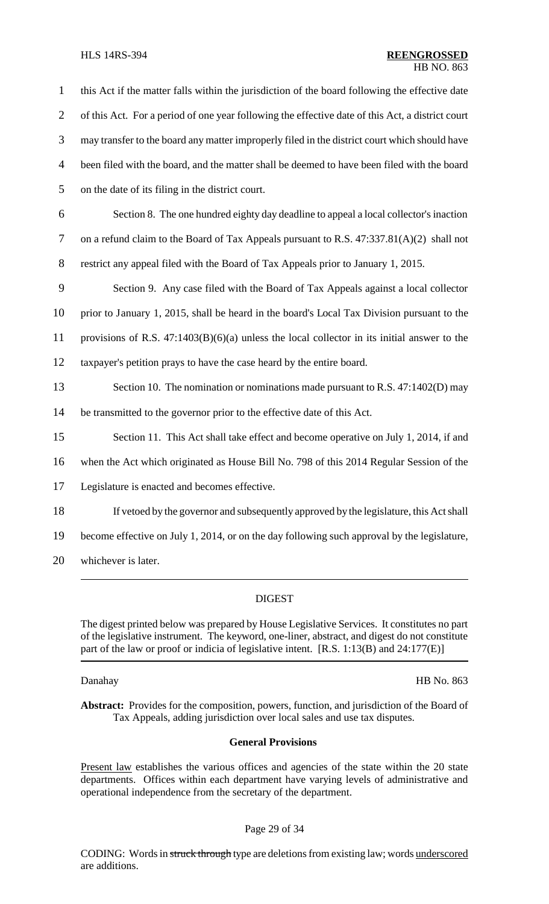this Act if the matter falls within the jurisdiction of the board following the effective date of this Act. For a period of one year following the effective date of this Act, a district court may transfer to the board any matter improperly filed in the district court which should have been filed with the board, and the matter shall be deemed to have been filed with the board on the date of its filing in the district court.

Section 8. The one hundred eighty day deadline to appeal a local collector's inaction on a refund claim to the Board of Tax Appeals pursuant to R.S. 47:337.81(A)(2) shall not restrict any appeal filed with the Board of Tax Appeals prior to January 1, 2015.

Section 9. Any case filed with the Board of Tax Appeals against a local collector prior to January 1, 2015, shall be heard in the board's Local Tax Division pursuant to the provisions of R.S. 47:1403(B)(6)(a) unless the local collector in its initial answer to the taxpayer's petition prays to have the case heard by the entire board.

Section 10. The nomination or nominations made pursuant to R.S. 47:1402(D) may be transmitted to the governor prior to the effective date of this Act.

Section 11. This Act shall take effect and become operative on July 1, 2014, if and when the Act which originated as House Bill No. 798 of this 2014 Regular Session of the Legislature is enacted and becomes effective.

If vetoed by the governor and subsequently approved by the legislature, this Act shall become effective on July 1, 2014, or on the day following such approval by the legislature, whichever is later.

## DIGEST

The digest printed below was prepared by House Legislative Services. It constitutes no part of the legislative instrument. The keyword, one-liner, abstract, and digest do not constitute part of the law or proof or indicia of legislative intent. [R.S. 1:13(B) and 24:177(E)]

Danahay HB No. 863

**Abstract:** Provides for the composition, powers, function, and jurisdiction of the Board of Tax Appeals, adding jurisdiction over local sales and use tax disputes.

### General Provisions

Present law establishes the various offices and agencies of the state within the 20 state departments. Offices within each department have varying levels of administrative and operational independence from the secretary of the department.

CODING: Words in ~~struck through~~ type are deletions from existing law; words underscored are additions.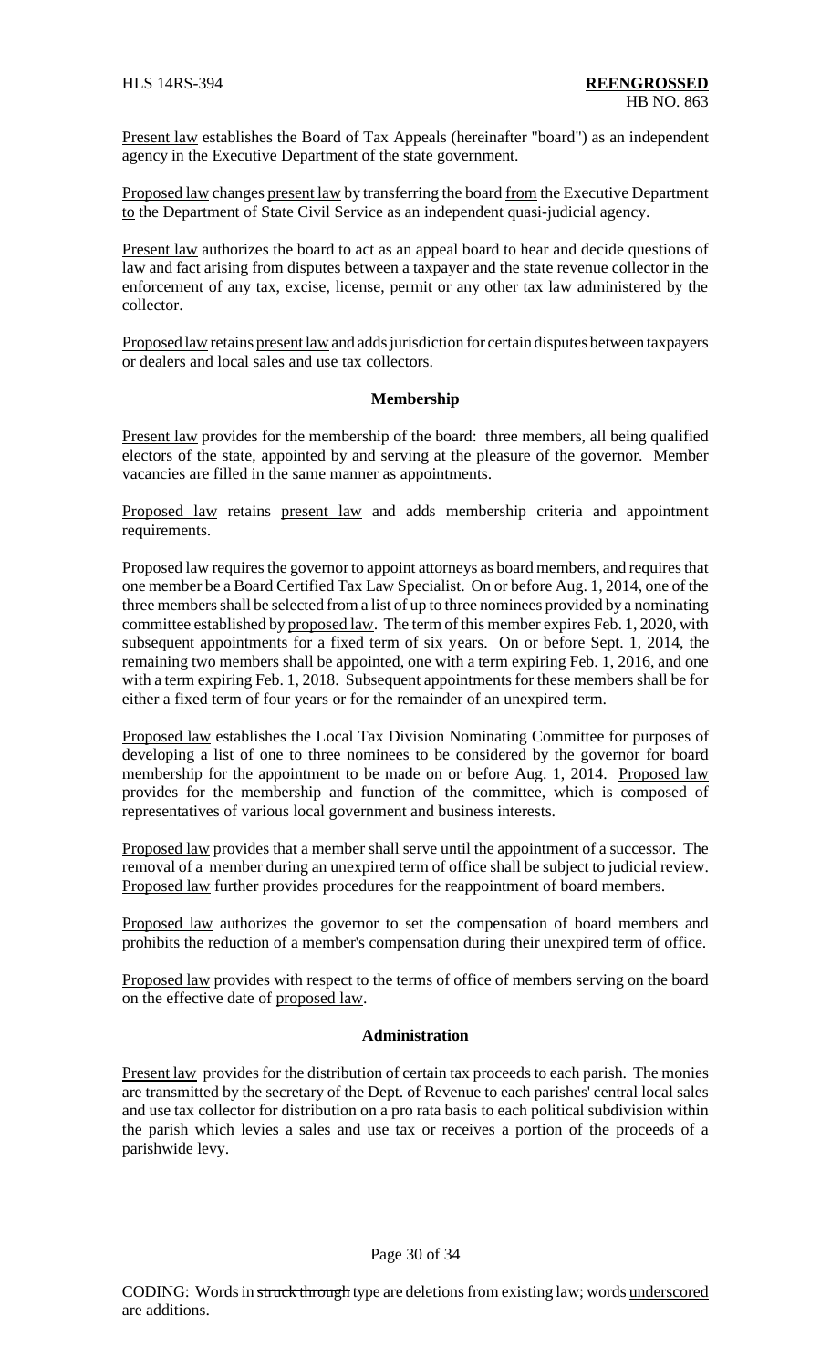Present law establishes the Board of Tax Appeals (hereinafter "board") as an independent agency in the Executive Department of the state government.

Proposed law changes present law by transferring the board from the Executive Department to the Department of State Civil Service as an independent quasi-judicial agency.

Present law authorizes the board to act as an appeal board to hear and decide questions of law and fact arising from disputes between a taxpayer and the state revenue collector in the enforcement of any tax, excise, license, permit or any other tax law administered by the collector.

Proposed law retains present law and adds jurisdiction for certain disputes between taxpayers or dealers and local sales and use tax collectors.

### Membership

Present law provides for the membership of the board: three members, all being qualified electors of the state, appointed by and serving at the pleasure of the governor. Member vacancies are filled in the same manner as appointments.

Proposed law retains present law and adds membership criteria and appointment requirements.

Proposed law requires the governor to appoint attorneys as board members, and requires that one member be a Board Certified Tax Law Specialist. On or before Aug. 1, 2014, one of the three members shall be selected from a list of up to three nominees provided by a nominating committee established by proposed law. The term of this member expires Feb. 1, 2020, with subsequent appointments for a fixed term of six years. On or before Sept. 1, 2014, the remaining two members shall be appointed, one with a term expiring Feb. 1, 2016, and one with a term expiring Feb. 1, 2018. Subsequent appointments for these members shall be for either a fixed term of four years or for the remainder of an unexpired term.

Proposed law establishes the Local Tax Division Nominating Committee for purposes of developing a list of one to three nominees to be considered by the governor for board membership for the appointment to be made on or before Aug. 1, 2014. Proposed law provides for the membership and function of the committee, which is composed of representatives of various local government and business interests.

Proposed law provides that a member shall serve until the appointment of a successor. The removal of a member during an unexpired term of office shall be subject to judicial review. Proposed law further provides procedures for the reappointment of board members.

Proposed law authorizes the governor to set the compensation of board members and prohibits the reduction of a member's compensation during their unexpired term of office.

Proposed law provides with respect to the terms of office of members serving on the board on the effective date of proposed law.

### Administration

Present law provides for the distribution of certain tax proceeds to each parish. The monies are transmitted by the secretary of the Dept. of Revenue to each parishes' central local sales and use tax collector for distribution on a pro rata basis to each political subdivision within the parish which levies a sales and use tax or receives a portion of the proceeds of a parishwide levy.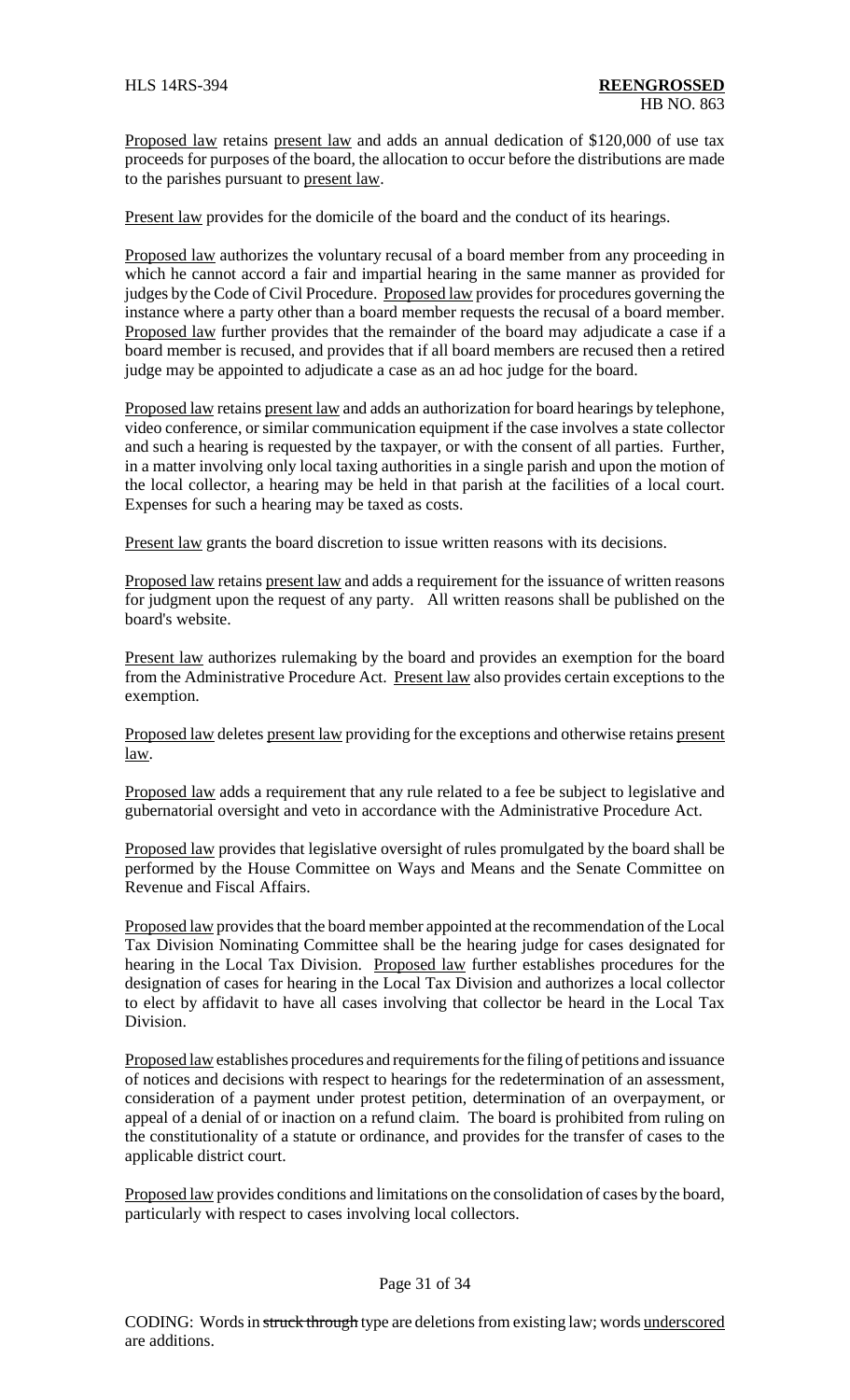Proposed law retains present law and adds an annual dedication of $120,000 of use tax proceeds for purposes of the board, the allocation to occur before the distributions are made to the parishes pursuant to present law.

Present law provides for the domicile of the board and the conduct of its hearings.

Proposed law authorizes the voluntary recusal of a board member from any proceeding in which he cannot accord a fair and impartial hearing in the same manner as provided for judges by the Code of Civil Procedure. Proposed law provides for procedures governing the instance where a party other than a board member requests the recusal of a board member. Proposed law further provides that the remainder of the board may adjudicate a case if a board member is recused, and provides that if all board members are recused then a retired judge may be appointed to adjudicate a case as an ad hoc judge for the board.

Proposed law retains present law and adds an authorization for board hearings by telephone, video conference, or similar communication equipment if the case involves a state collector and such a hearing is requested by the taxpayer, or with the consent of all parties. Further, in a matter involving only local taxing authorities in a single parish and upon the motion of the local collector, a hearing may be held in that parish at the facilities of a local court. Expenses for such a hearing may be taxed as costs.

Present law grants the board discretion to issue written reasons with its decisions.

Proposed law retains present law and adds a requirement for the issuance of written reasons for judgment upon the request of any party. All written reasons shall be published on the board's website.

Present law authorizes rulemaking by the board and provides an exemption for the board from the Administrative Procedure Act. Present law also provides certain exceptions to the exemption.

Proposed law deletes present law providing for the exceptions and otherwise retains present law.

Proposed law adds a requirement that any rule related to a fee be subject to legislative and gubernatorial oversight and veto in accordance with the Administrative Procedure Act.

Proposed law provides that legislative oversight of rules promulgated by the board shall be performed by the House Committee on Ways and Means and the Senate Committee on Revenue and Fiscal Affairs.

Proposed law provides that the board member appointed at the recommendation of the Local Tax Division Nominating Committee shall be the hearing judge for cases designated for hearing in the Local Tax Division. Proposed law further establishes procedures for the designation of cases for hearing in the Local Tax Division and authorizes a local collector to elect by affidavit to have all cases involving that collector be heard in the Local Tax Division.

Proposed law establishes procedures and requirements for the filing of petitions and issuance of notices and decisions with respect to hearings for the redetermination of an assessment, consideration of a payment under protest petition, determination of an overpayment, or appeal of a denial of or inaction on a refund claim. The board is prohibited from ruling on the constitutionality of a statute or ordinance, and provides for the transfer of cases to the applicable district court.

Proposed law provides conditions and limitations on the consolidation of cases by the board, particularly with respect to cases involving local collectors.

CODING: Words in ~~struck through~~ type are deletions from existing law; words underscored are additions.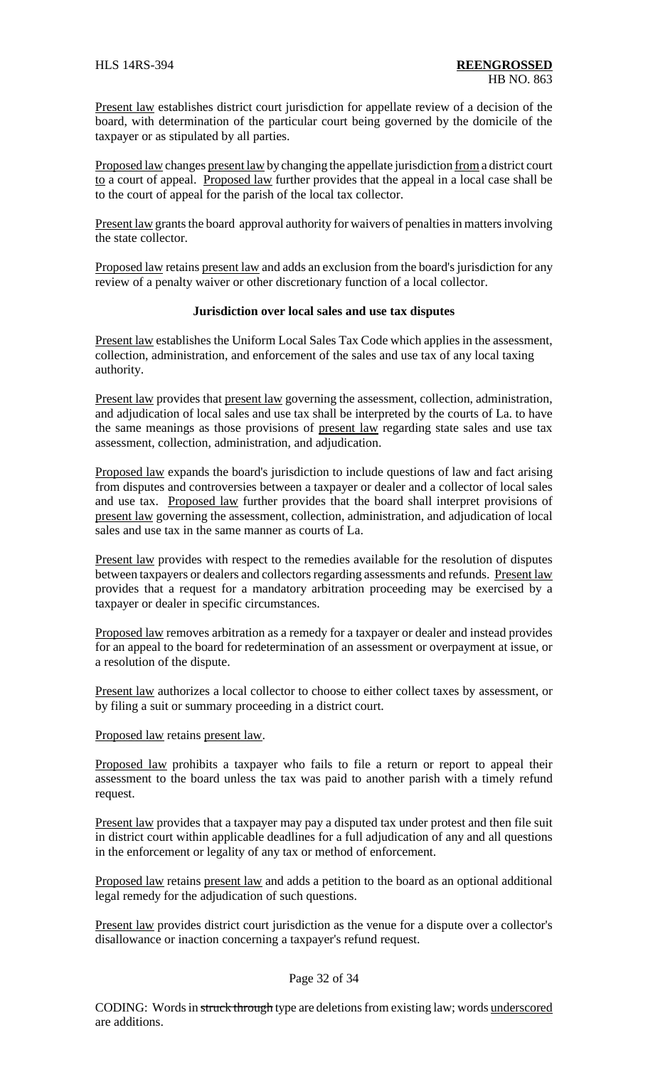Present law establishes district court jurisdiction for appellate review of a decision of the board, with determination of the particular court being governed by the domicile of the taxpayer or as stipulated by all parties.

Proposed law changes present law by changing the appellate jurisdiction from a district court to a court of appeal. Proposed law further provides that the appeal in a local case shall be to the court of appeal for the parish of the local tax collector.

Present law grants the board approval authority for waivers of penalties in matters involving the state collector.

Proposed law retains present law and adds an exclusion from the board's jurisdiction for any review of a penalty waiver or other discretionary function of a local collector.

**Jurisdiction over local sales and use tax disputes**

Present law establishes the Uniform Local Sales Tax Code which applies in the assessment, collection, administration, and enforcement of the sales and use tax of any local taxing authority.

Present law provides that present law governing the assessment, collection, administration, and adjudication of local sales and use tax shall be interpreted by the courts of La. to have the same meanings as those provisions of present law regarding state sales and use tax assessment, collection, administration, and adjudication.

Proposed law expands the board's jurisdiction to include questions of law and fact arising from disputes and controversies between a taxpayer or dealer and a collector of local sales and use tax. Proposed law further provides that the board shall interpret provisions of present law governing the assessment, collection, administration, and adjudication of local sales and use tax in the same manner as courts of La.

Present law provides with respect to the remedies available for the resolution of disputes between taxpayers or dealers and collectors regarding assessments and refunds. Present law provides that a request for a mandatory arbitration proceeding may be exercised by a taxpayer or dealer in specific circumstances.

Proposed law removes arbitration as a remedy for a taxpayer or dealer and instead provides for an appeal to the board for redetermination of an assessment or overpayment at issue, or a resolution of the dispute.

Present law authorizes a local collector to choose to either collect taxes by assessment, or by filing a suit or summary proceeding in a district court.

Proposed law retains present law.

Proposed law prohibits a taxpayer who fails to file a return or report to appeal their assessment to the board unless the tax was paid to another parish with a timely refund request.

Present law provides that a taxpayer may pay a disputed tax under protest and then file suit in district court within applicable deadlines for a full adjudication of any and all questions in the enforcement or legality of any tax or method of enforcement.

Proposed law retains present law and adds a petition to the board as an optional additional legal remedy for the adjudication of such questions.

Present law provides district court jurisdiction as the venue for a dispute over a collector's disallowance or inaction concerning a taxpayer's refund request.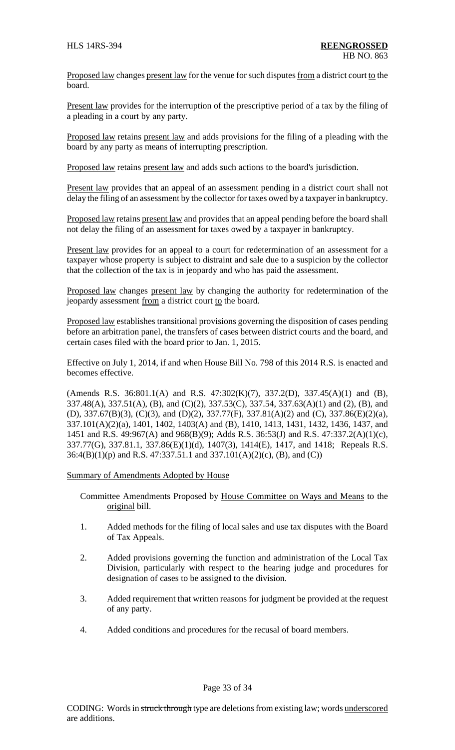Proposed law changes present law for the venue for such disputes from a district court to the board.

Present law provides for the interruption of the prescriptive period of a tax by the filing of a pleading in a court by any party.

Proposed law retains present law and adds provisions for the filing of a pleading with the board by any party as means of interrupting prescription.

Proposed law retains present law and adds such actions to the board's jurisdiction.

Present law provides that an appeal of an assessment pending in a district court shall not delay the filing of an assessment by the collector for taxes owed by a taxpayer in bankruptcy.

Proposed law retains present law and provides that an appeal pending before the board shall not delay the filing of an assessment for taxes owed by a taxpayer in bankruptcy.

Present law provides for an appeal to a court for redetermination of an assessment for a taxpayer whose property is subject to distraint and sale due to a suspicion by the collector that the collection of the tax is in jeopardy and who has paid the assessment.

Proposed law changes present law by changing the authority for redetermination of the jeopardy assessment from a district court to the board.

Proposed law establishes transitional provisions governing the disposition of cases pending before an arbitration panel, the transfers of cases between district courts and the board, and certain cases filed with the board prior to Jan. 1, 2015.

Effective on July 1, 2014, if and when House Bill No. 798 of this 2014 R.S. is enacted and becomes effective.

(Amends R.S. 36:801.1(A) and R.S. 47:302(K)(7), 337.2(D), 337.45(A)(1) and (B), 337.48(A), 337.51(A), (B), and (C)(2), 337.53(C), 337.54, 337.63(A)(1) and (2), (B), and (D), 337.67(B)(3), (C)(3), and (D)(2), 337.77(F), 337.81(A)(2) and (C), 337.86(E)(2)(a), 337.101(A)(2)(a), 1401, 1402, 1403(A) and (B), 1410, 1413, 1431, 1432, 1436, 1437, and 1451 and R.S. 49:967(A) and 968(B)(9); Adds R.S. 36:53(J) and R.S. 47:337.2(A)(1)(c), 337.77(G), 337.81.1, 337.86(E)(1)(d), 1407(3), 1414(E), 1417, and 1418; Repeals R.S. 36:4(B)(1)(p) and R.S. 47:337.51.1 and 337.101(A)(2)(c), (B), and (C))

Summary of Amendments Adopted by House

Committee Amendments Proposed by House Committee on Ways and Means to the original bill.

1. Added methods for the filing of local sales and use tax disputes with the Board of Tax Appeals.
2. Added provisions governing the function and administration of the Local Tax Division, particularly with respect to the hearing judge and procedures for designation of cases to be assigned to the division.
3. Added requirement that written reasons for judgment be provided at the request of any party.
4. Added conditions and procedures for the recusal of board members.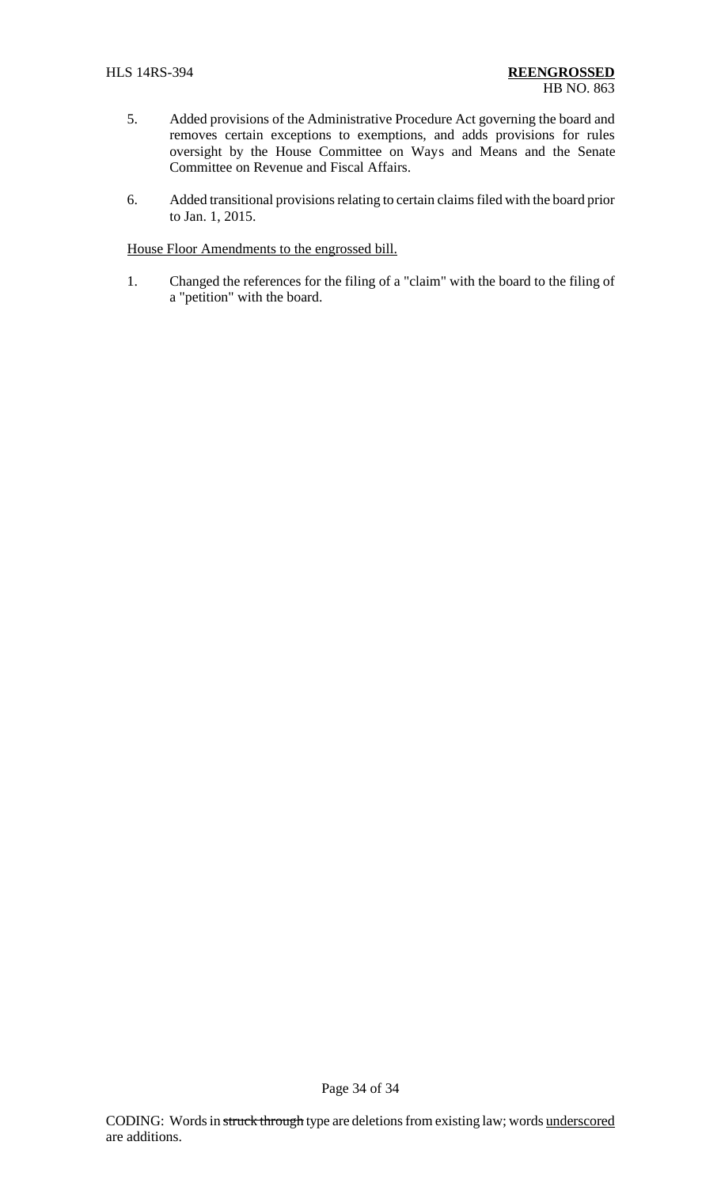5. Added provisions of the Administrative Procedure Act governing the board and removes certain exceptions to exemptions, and adds provisions for rules oversight by the House Committee on Ways and Means and the Senate Committee on Revenue and Fiscal Affairs.

6. Added transitional provisions relating to certain claims filed with the board prior to Jan. 1, 2015.

<u>House Floor Amendments to the engrossed bill.</u>

1. Changed the references for the filing of a "claim" with the board to the filing of a "petition" with the board.

CODING: Words in ~~struck through~~ type are deletions from existing law; words <u>underscored</u> are additions.